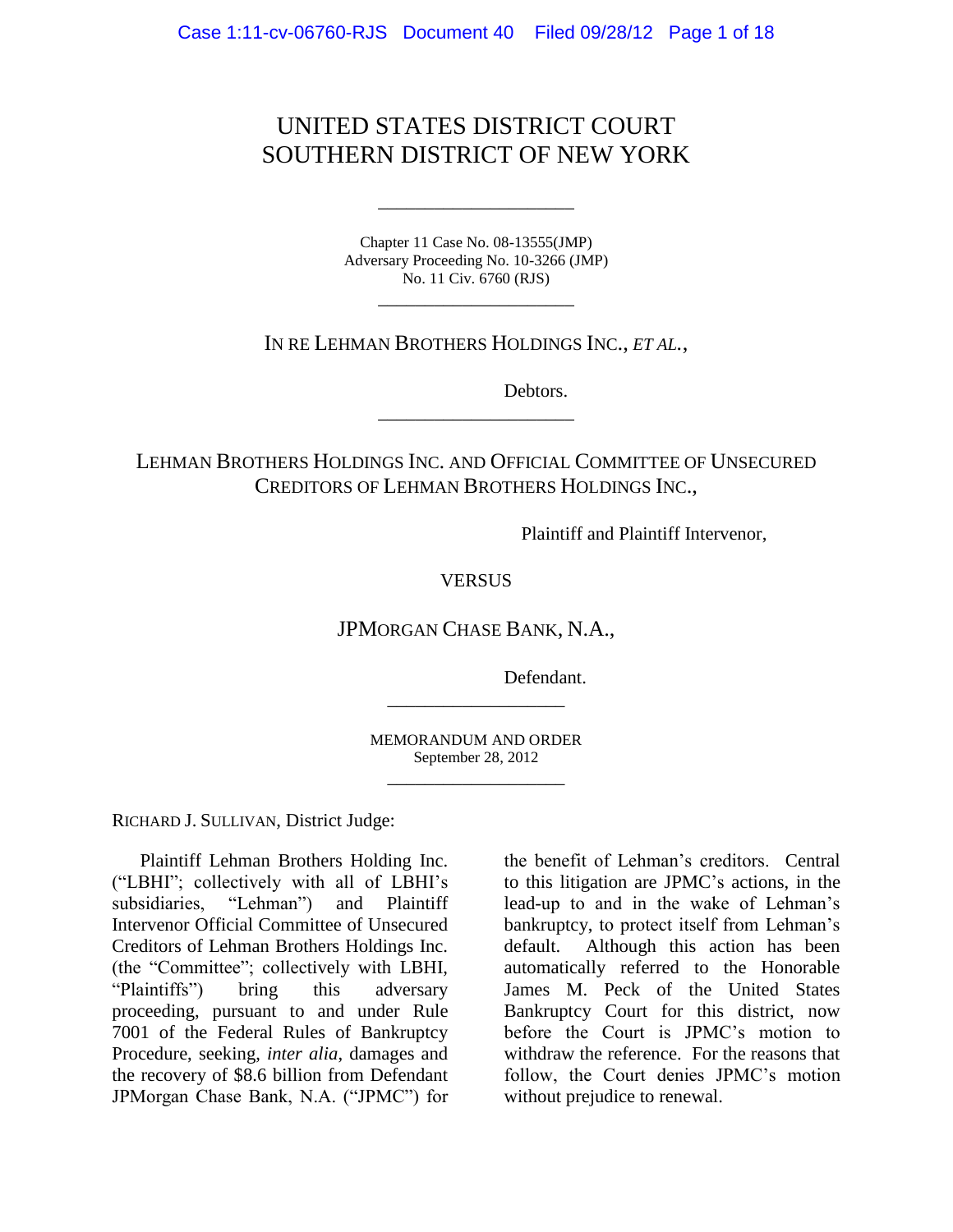# UNITED STATES DISTRICT COURT
# SOUTHERN DISTRICT OF NEW YORK

---

Chapter 11 Case No. 08-13555(JMP)
Adversary Proceeding No. 10-3266 (JMP)
No. 11 Civ. 6760 (RJS)

---

IN RE LEHMAN BROTHERS HOLDINGS INC., *ET AL.*,

Debtors.

---

LEHMAN BROTHERS HOLDINGS INC. AND OFFICIAL COMMITTEE OF UNSECURED CREDITORS OF LEHMAN BROTHERS HOLDINGS INC.,

Plaintiff and Plaintiff Intervenor,

VERSUS

JPMORGAN CHASE BANK, N.A.,

Defendant.

---

MEMORANDUM AND ORDER
September 28, 2012

---

RICHARD J. SULLIVAN, District Judge:

Plaintiff Lehman Brothers Holding Inc. ("LBHI"; collectively with all of LBHI's subsidiaries, "Lehman") and Plaintiff Intervenor Official Committee of Unsecured Creditors of Lehman Brothers Holdings Inc. (the "Committee"; collectively with LBHI, "Plaintiffs") bring this adversary proceeding, pursuant to and under Rule 7001 of the Federal Rules of Bankruptcy Procedure, seeking, *inter alia*, damages and the recovery of $8.6 billion from Defendant JPMorgan Chase Bank, N.A. ("JPMC") for the benefit of Lehman's creditors. Central to this litigation are JPMC's actions, in the lead-up to and in the wake of Lehman's bankruptcy, to protect itself from Lehman's default. Although this action has been automatically referred to the Honorable James M. Peck of the United States Bankruptcy Court for this district, now before the Court is JPMC's motion to withdraw the reference. For the reasons that follow, the Court denies JPMC's motion without prejudice to renewal.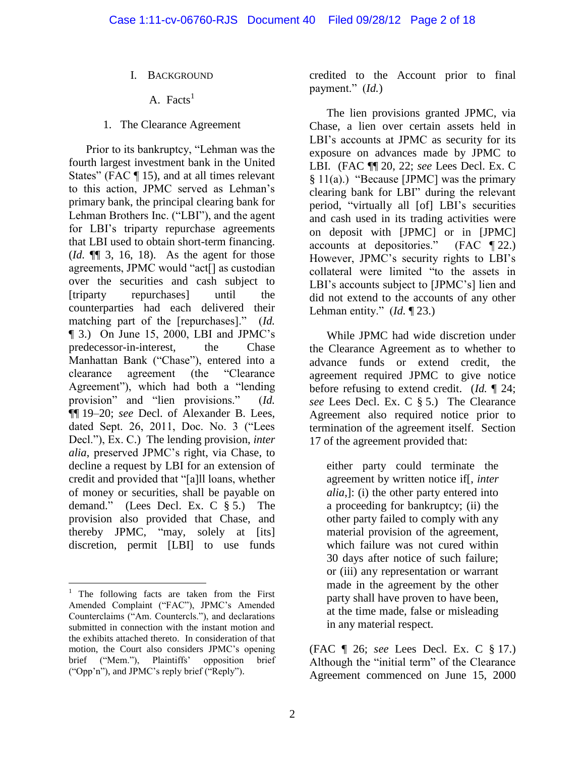## I. Background

### A. Facts[1]

#### 1. The Clearance Agreement

Prior to its bankruptcy, "Lehman was the fourth largest investment bank in the United States" (FAC ¶ 15), and at all times relevant to this action, JPMC served as Lehman's primary bank, the principal clearing bank for Lehman Brothers Inc. ("LBI"), and the agent for LBI's triparty repurchase agreements that LBI used to obtain short-term financing. (*Id.* ¶¶ 3, 16, 18). As the agent for those agreements, JPMC would "act[] as custodian over the securities and cash subject to [triparty repurchases] until the counterparties had each delivered their matching part of the [repurchases]." (*Id.* ¶ 3.) On June 15, 2000, LBI and JPMC's predecessor-in-interest, the Chase Manhattan Bank ("Chase"), entered into a clearance agreement (the "Clearance Agreement"), which had both a "lending provision" and "lien provisions." (*Id.* ¶¶ 19–20; *see* Decl. of Alexander B. Lees, dated Sept. 26, 2011, Doc. No. 3 ("Lees Decl."), Ex. C.) The lending provision, *inter alia*, preserved JPMC's right, via Chase, to decline a request by LBI for an extension of credit and provided that "[a]ll loans, whether of money or securities, shall be payable on demand." (Lees Decl. Ex. C § 5.) The provision also provided that Chase, and thereby JPMC, "may, solely at [its] discretion, permit [LBI] to use funds credited to the Account prior to final payment." (*Id.*)

The lien provisions granted JPMC, via Chase, a lien over certain assets held in LBI's accounts at JPMC as security for its exposure on advances made by JPMC to LBI. (FAC ¶¶ 20, 22; *see* Lees Decl. Ex. C § 11(a).) "Because [JPMC] was the primary clearing bank for LBI" during the relevant period, "virtually all [of] LBI's securities and cash used in its trading activities were on deposit with [JPMC] or in [JPMC] accounts at depositories." (FAC ¶ 22.) However, JPMC's security rights to LBI's collateral were limited "to the assets in LBI's accounts subject to [JPMC's] lien and did not extend to the accounts of any other Lehman entity." (*Id.* ¶ 23.)

While JPMC had wide discretion under the Clearance Agreement as to whether to advance funds or extend credit, the agreement required JPMC to give notice before refusing to extend credit. (*Id.* ¶ 24; *see* Lees Decl. Ex. C § 5.) The Clearance Agreement also required notice prior to termination of the agreement itself. Section 17 of the agreement provided that:

> either party could terminate the agreement by written notice if[, *inter alia*,]: (i) the other party entered into a proceeding for bankruptcy; (ii) the other party failed to comply with any material provision of the agreement, which failure was not cured within 30 days after notice of such failure; or (iii) any representation or warrant made in the agreement by the other party shall have proven to have been, at the time made, false or misleading in any material respect.

(FAC ¶ 26; *see* Lees Decl. Ex. C § 17.) Although the "initial term" of the Clearance Agreement commenced on June 15, 2000

---

[1] The following facts are taken from the First Amended Complaint ("FAC"), JPMC's Amended Counterclaims ("Am. Countercls."), and declarations submitted in connection with the instant motion and the exhibits attached thereto. In consideration of that motion, the Court also considers JPMC's opening brief ("Mem."), Plaintiffs' opposition brief ("Opp'n"), and JPMC's reply brief ("Reply").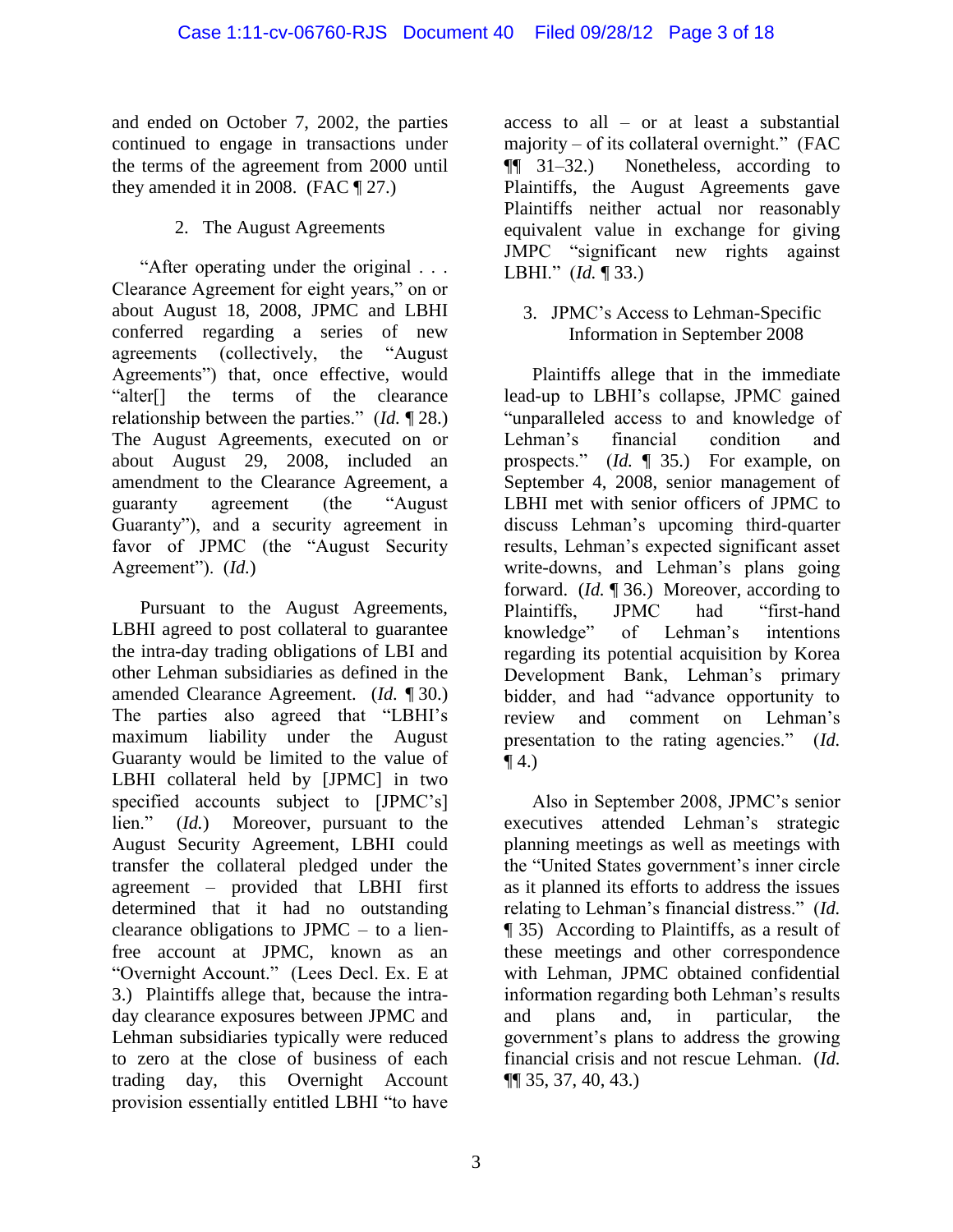and ended on October 7, 2002, the parties continued to engage in transactions under the terms of the agreement from 2000 until they amended it in 2008. (FAC ¶ 27.)

### 2. The August Agreements

"After operating under the original . . . Clearance Agreement for eight years," on or about August 18, 2008, JPMC and LBHI conferred regarding a series of new agreements (collectively, the "August Agreements") that, once effective, would "alter[] the terms of the clearance relationship between the parties." (*Id.* ¶ 28.) The August Agreements, executed on or about August 29, 2008, included an amendment to the Clearance Agreement, a guaranty agreement (the "August Guaranty"), and a security agreement in favor of JPMC (the "August Security Agreement"). (*Id.*)

Pursuant to the August Agreements, LBHI agreed to post collateral to guarantee the intra-day trading obligations of LBI and other Lehman subsidiaries as defined in the amended Clearance Agreement. (*Id.* ¶ 30.) The parties also agreed that "LBHI's maximum liability under the August Guaranty would be limited to the value of LBHI collateral held by [JPMC] in two specified accounts subject to [JPMC's] lien." (*Id.*) Moreover, pursuant to the August Security Agreement, LBHI could transfer the collateral pledged under the agreement – provided that LBHI first determined that it had no outstanding clearance obligations to JPMC – to a lien-free account at JPMC, known as an "Overnight Account." (Lees Decl. Ex. E at 3.) Plaintiffs allege that, because the intra-day clearance exposures between JPMC and Lehman subsidiaries typically were reduced to zero at the close of business of each trading day, this Overnight Account provision essentially entitled LBHI "to have access to all – or at least a substantial majority – of its collateral overnight." (FAC ¶¶ 31–32.) Nonetheless, according to Plaintiffs, the August Agreements gave Plaintiffs neither actual nor reasonably equivalent value in exchange for giving JMPC "significant new rights against LBHI." (*Id.* ¶ 33.)

### 3. JPMC's Access to Lehman-Specific Information in September 2008

Plaintiffs allege that in the immediate lead-up to LBHI's collapse, JPMC gained "unparalleled access to and knowledge of Lehman's financial condition and prospects." (*Id.* ¶ 35.) For example, on September 4, 2008, senior management of LBHI met with senior officers of JPMC to discuss Lehman's upcoming third-quarter results, Lehman's expected significant asset write-downs, and Lehman's plans going forward. (*Id.* ¶ 36.) Moreover, according to Plaintiffs, JPMC had "first-hand knowledge" of Lehman's intentions regarding its potential acquisition by Korea Development Bank, Lehman's primary bidder, and had "advance opportunity to review and comment on Lehman's presentation to the rating agencies." (*Id.* ¶ 4.)

Also in September 2008, JPMC's senior executives attended Lehman's strategic planning meetings as well as meetings with the "United States government's inner circle as it planned its efforts to address the issues relating to Lehman's financial distress." (*Id.* ¶ 35) According to Plaintiffs, as a result of these meetings and other correspondence with Lehman, JPMC obtained confidential information regarding both Lehman's results and plans and, in particular, the government's plans to address the growing financial crisis and not rescue Lehman. (*Id.* ¶¶ 35, 37, 40, 43.)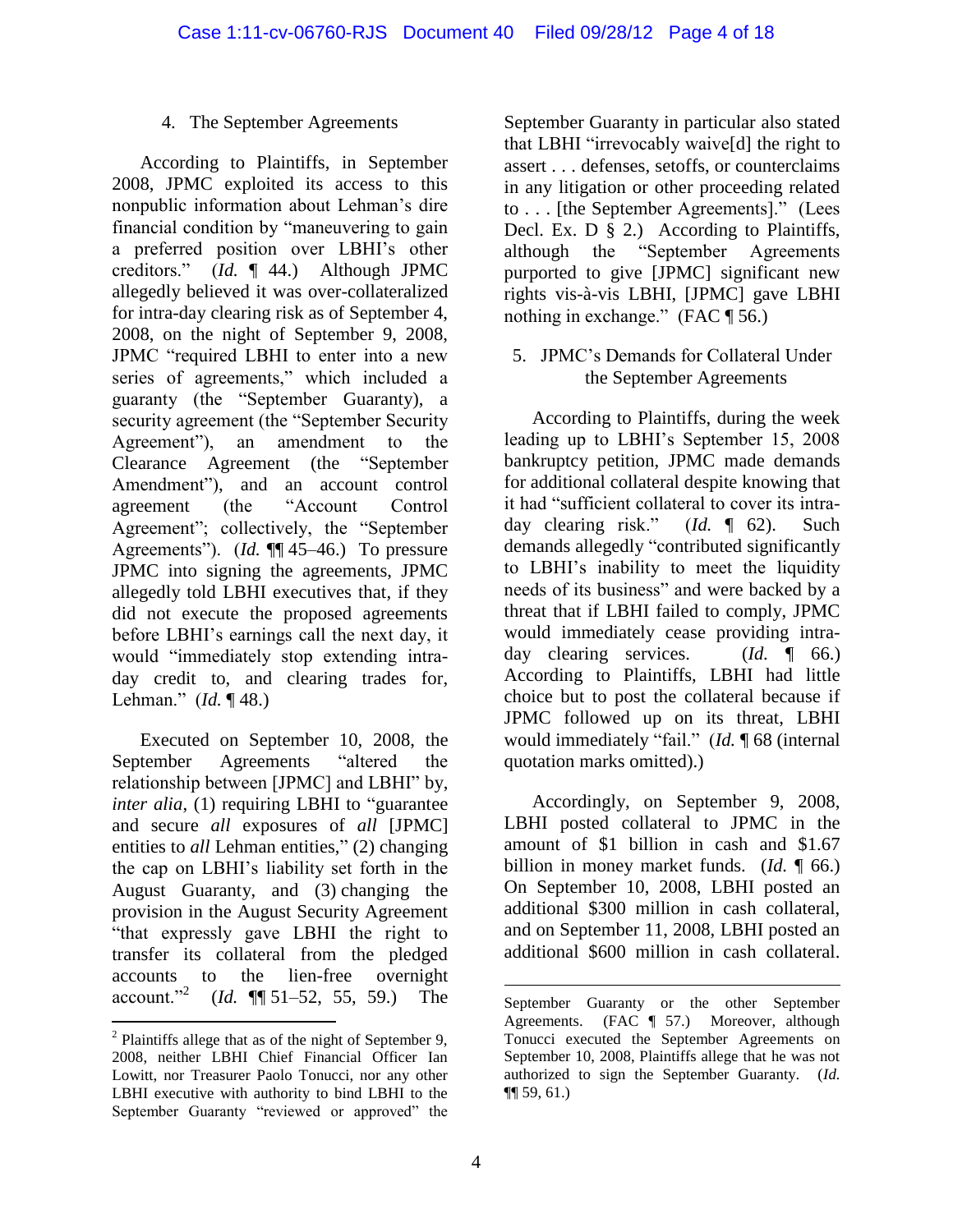#### 4. The September Agreements

According to Plaintiffs, in September 2008, JPMC exploited its access to this nonpublic information about Lehman's dire financial condition by "maneuvering to gain a preferred position over LBHI's other creditors." (*Id.* ¶ 44.) Although JPMC allegedly believed it was over-collateralized for intra-day clearing risk as of September 4, 2008, on the night of September 9, 2008, JPMC "required LBHI to enter into a new series of agreements," which included a guaranty (the "September Guaranty), a security agreement (the "September Security Agreement"), an amendment to the Clearance Agreement (the "September Amendment"), and an account control agreement (the "Account Control Agreement"; collectively, the "September Agreements"). (*Id.* ¶¶ 45–46.) To pressure JPMC into signing the agreements, JPMC allegedly told LBHI executives that, if they did not execute the proposed agreements before LBHI's earnings call the next day, it would "immediately stop extending intra-day credit to, and clearing trades for, Lehman." (*Id.* ¶ 48.)

Executed on September 10, 2008, the September Agreements "altered the relationship between [JPMC] and LBHI" by, *inter alia*, (1) requiring LBHI to "guarantee and secure *all* exposures of *all* [JPMC] entities to *all* Lehman entities," (2) changing the cap on LBHI's liability set forth in the August Guaranty, and (3) changing the provision in the August Security Agreement "that expressly gave LBHI the right to transfer its collateral from the pledged accounts to the lien-free overnight account."[2] (*Id.* ¶¶ 51–52, 55, 59.) The September Guaranty in particular also stated that LBHI "irrevocably waive[d] the right to assert . . . defenses, setoffs, or counterclaims in any litigation or other proceeding related to . . . [the September Agreements]." (Lees Decl. Ex. D § 2.) According to Plaintiffs, although the "September Agreements purported to give [JPMC] significant new rights vis-à-vis LBHI, [JPMC] gave LBHI nothing in exchange." (FAC ¶ 56.)

#### 5. JPMC's Demands for Collateral Under the September Agreements

According to Plaintiffs, during the week leading up to LBHI's September 15, 2008 bankruptcy petition, JPMC made demands for additional collateral despite knowing that it had "sufficient collateral to cover its intra-day clearing risk." (*Id.* ¶ 62). Such demands allegedly "contributed significantly to LBHI's inability to meet the liquidity needs of its business" and were backed by a threat that if LBHI failed to comply, JPMC would immediately cease providing intra-day clearing services. (*Id.* ¶ 66.) According to Plaintiffs, LBHI had little choice but to post the collateral because if JPMC followed up on its threat, LBHI would immediately "fail." (*Id.* ¶ 68 (internal quotation marks omitted).)

Accordingly, on September 9, 2008, LBHI posted collateral to JPMC in the amount of $1 billion in cash and $1.67 billion in money market funds. (*Id.* ¶ 66.) On September 10, 2008, LBHI posted an additional $300 million in cash collateral, and on September 11, 2008, LBHI posted an additional $600 million in cash collateral.

---

[2] Plaintiffs allege that as of the night of September 9, 2008, neither LBHI Chief Financial Officer Ian Lowitt, nor Treasurer Paolo Tonucci, nor any other LBHI executive with authority to bind LBHI to the September Guaranty "reviewed or approved" the September Guaranty or the other September Agreements. (FAC ¶ 57.) Moreover, although Tonucci executed the September Agreements on September 10, 2008, Plaintiffs allege that he was not authorized to sign the September Guaranty. (*Id.* ¶¶ 59, 61.)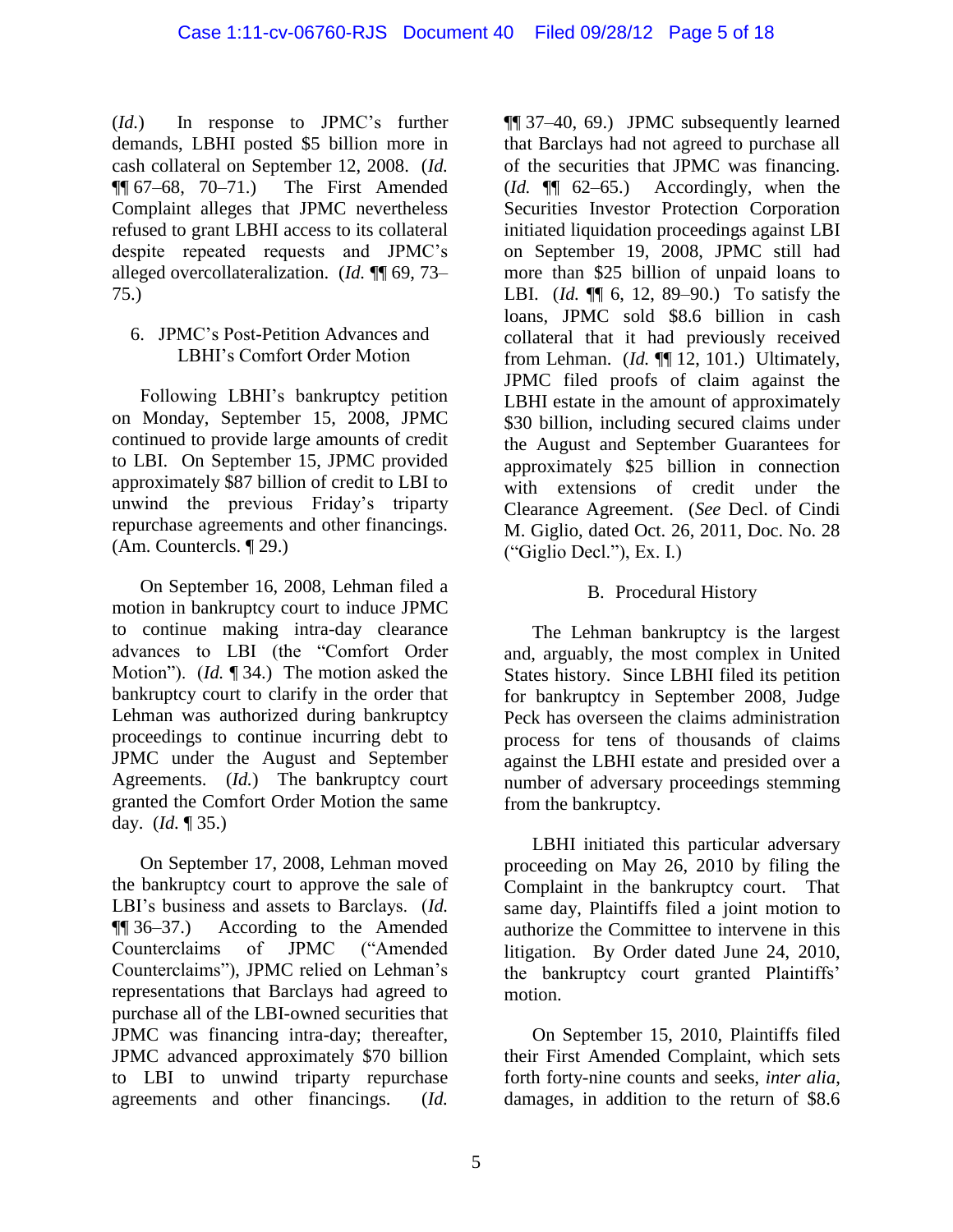(*Id.*) In response to JPMC's further demands, LBHI posted $5 billion more in cash collateral on September 12, 2008. (*Id.* ¶¶ 67–68, 70–71.) The First Amended Complaint alleges that JPMC nevertheless refused to grant LBHI access to its collateral despite repeated requests and JPMC's alleged overcollateralization. (*Id.* ¶¶ 69, 73–75.)

### 6. JPMC's Post-Petition Advances and LBHI's Comfort Order Motion

Following LBHI's bankruptcy petition on Monday, September 15, 2008, JPMC continued to provide large amounts of credit to LBI. On September 15, JPMC provided approximately $87 billion of credit to LBI to unwind the previous Friday's triparty repurchase agreements and other financings. (Am. Countercls. ¶ 29.)

On September 16, 2008, Lehman filed a motion in bankruptcy court to induce JPMC to continue making intra-day clearance advances to LBI (the "Comfort Order Motion"). (*Id.* ¶ 34.) The motion asked the bankruptcy court to clarify in the order that Lehman was authorized during bankruptcy proceedings to continue incurring debt to JPMC under the August and September Agreements. (*Id.*) The bankruptcy court granted the Comfort Order Motion the same day. (*Id.* ¶ 35.)

On September 17, 2008, Lehman moved the bankruptcy court to approve the sale of LBI's business and assets to Barclays. (*Id.* ¶¶ 36–37.) According to the Amended Counterclaims of JPMC ("Amended Counterclaims"), JPMC relied on Lehman's representations that Barclays had agreed to purchase all of the LBI-owned securities that JPMC was financing intra-day; thereafter, JPMC advanced approximately $70 billion to LBI to unwind triparty repurchase agreements and other financings. (*Id.* ¶¶ 37–40, 69.) JPMC subsequently learned that Barclays had not agreed to purchase all of the securities that JPMC was financing. (*Id.* ¶¶ 62–65.) Accordingly, when the Securities Investor Protection Corporation initiated liquidation proceedings against LBI on September 19, 2008, JPMC still had more than $25 billion of unpaid loans to LBI. (*Id.* ¶¶ 6, 12, 89–90.) To satisfy the loans, JPMC sold $8.6 billion in cash collateral that it had previously received from Lehman. (*Id.* ¶¶ 12, 101.) Ultimately, JPMC filed proofs of claim against the LBHI estate in the amount of approximately $30 billion, including secured claims under the August and September Guarantees for approximately $25 billion in connection with extensions of credit under the Clearance Agreement. (*See* Decl. of Cindi M. Giglio, dated Oct. 26, 2011, Doc. No. 28 ("Giglio Decl."), Ex. I.)

## B. Procedural History

The Lehman bankruptcy is the largest and, arguably, the most complex in United States history. Since LBHI filed its petition for bankruptcy in September 2008, Judge Peck has overseen the claims administration process for tens of thousands of claims against the LBHI estate and presided over a number of adversary proceedings stemming from the bankruptcy.

LBHI initiated this particular adversary proceeding on May 26, 2010 by filing the Complaint in the bankruptcy court. That same day, Plaintiffs filed a joint motion to authorize the Committee to intervene in this litigation. By Order dated June 24, 2010, the bankruptcy court granted Plaintiffs' motion.

On September 15, 2010, Plaintiffs filed their First Amended Complaint, which sets forth forty-nine counts and seeks, *inter alia*, damages, in addition to the return of $8.6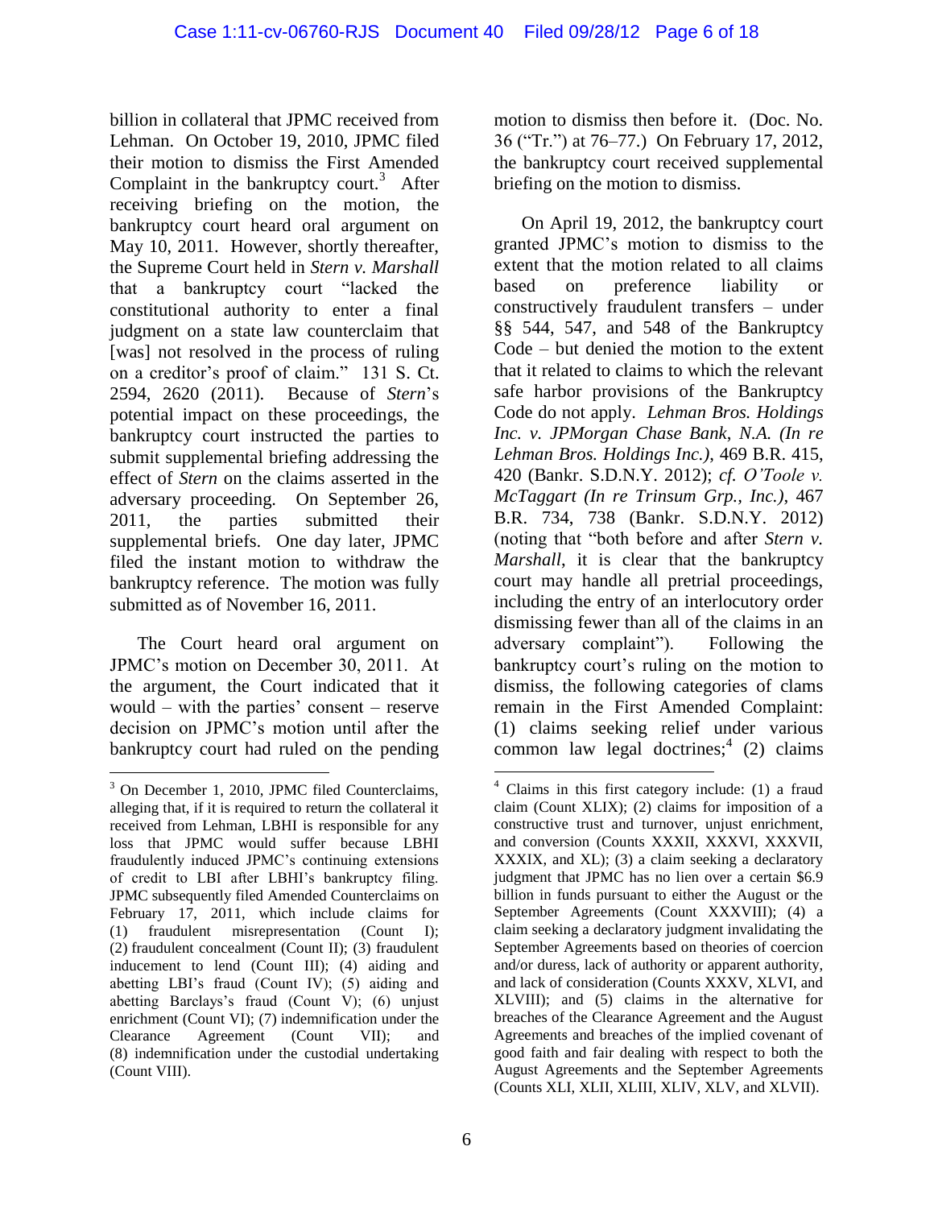billion in collateral that JPMC received from Lehman. On October 19, 2010, JPMC filed their motion to dismiss the First Amended Complaint in the bankruptcy court.[3] After receiving briefing on the motion, the bankruptcy court heard oral argument on May 10, 2011. However, shortly thereafter, the Supreme Court held in *Stern v. Marshall* that a bankruptcy court "lacked the constitutional authority to enter a final judgment on a state law counterclaim that [was] not resolved in the process of ruling on a creditor's proof of claim." 131 S. Ct. 2594, 2620 (2011). Because of *Stern*'s potential impact on these proceedings, the bankruptcy court instructed the parties to submit supplemental briefing addressing the effect of *Stern* on the claims asserted in the adversary proceeding. On September 26, 2011, the parties submitted their supplemental briefs. One day later, JPMC filed the instant motion to withdraw the bankruptcy reference. The motion was fully submitted as of November 16, 2011.

The Court heard oral argument on JPMC's motion on December 30, 2011. At the argument, the Court indicated that it would – with the parties' consent – reserve decision on JPMC's motion until after the bankruptcy court had ruled on the pending motion to dismiss then before it. (Doc. No. 36 ("Tr.") at 76–77.) On February 17, 2012, the bankruptcy court received supplemental briefing on the motion to dismiss.

On April 19, 2012, the bankruptcy court granted JPMC's motion to dismiss to the extent that the motion related to all claims based on preference liability or constructively fraudulent transfers – under §§ 544, 547, and 548 of the Bankruptcy Code – but denied the motion to the extent that it related to claims to which the relevant safe harbor provisions of the Bankruptcy Code do not apply. *Lehman Bros. Holdings Inc. v. JPMorgan Chase Bank, N.A. (In re Lehman Bros. Holdings Inc.)*, 469 B.R. 415, 420 (Bankr. S.D.N.Y. 2012); *cf. O'Toole v. McTaggart (In re Trinsum Grp., Inc.)*, 467 B.R. 734, 738 (Bankr. S.D.N.Y. 2012) (noting that "both before and after *Stern v. Marshall*, it is clear that the bankruptcy court may handle all pretrial proceedings, including the entry of an interlocutory order dismissing fewer than all of the claims in an adversary complaint"). Following the bankruptcy court's ruling on the motion to dismiss, the following categories of clams remain in the First Amended Complaint: (1) claims seeking relief under various common law legal doctrines;[4] (2) claims

---

[3] On December 1, 2010, JPMC filed Counterclaims, alleging that, if it is required to return the collateral it received from Lehman, LBHI is responsible for any loss that JPMC would suffer because LBHI fraudulently induced JPMC's continuing extensions of credit to LBI after LBHI's bankruptcy filing. JPMC subsequently filed Amended Counterclaims on February 17, 2011, which include claims for (1) fraudulent misrepresentation (Count I); (2) fraudulent concealment (Count II); (3) fraudulent inducement to lend (Count III); (4) aiding and abetting LBI's fraud (Count IV); (5) aiding and abetting Barclays's fraud (Count V); (6) unjust enrichment (Count VI); (7) indemnification under the Clearance Agreement (Count VII); and (8) indemnification under the custodial undertaking (Count VIII).

[4] Claims in this first category include: (1) a fraud claim (Count XLIX); (2) claims for imposition of a constructive trust and turnover, unjust enrichment, and conversion (Counts XXXII, XXXVI, XXXVII, XXXIX, and XL); (3) a claim seeking a declaratory judgment that JPMC has no lien over a certain $6.9 billion in funds pursuant to either the August or the September Agreements (Count XXXVIII); (4) a claim seeking a declaratory judgment invalidating the September Agreements based on theories of coercion and/or duress, lack of authority or apparent authority, and lack of consideration (Counts XXXV, XLVI, and XLVIII); and (5) claims in the alternative for breaches of the Clearance Agreement and the August Agreements and breaches of the implied covenant of good faith and fair dealing with respect to both the August Agreements and the September Agreements (Counts XLI, XLII, XLIII, XLIV, XLV, and XLVII).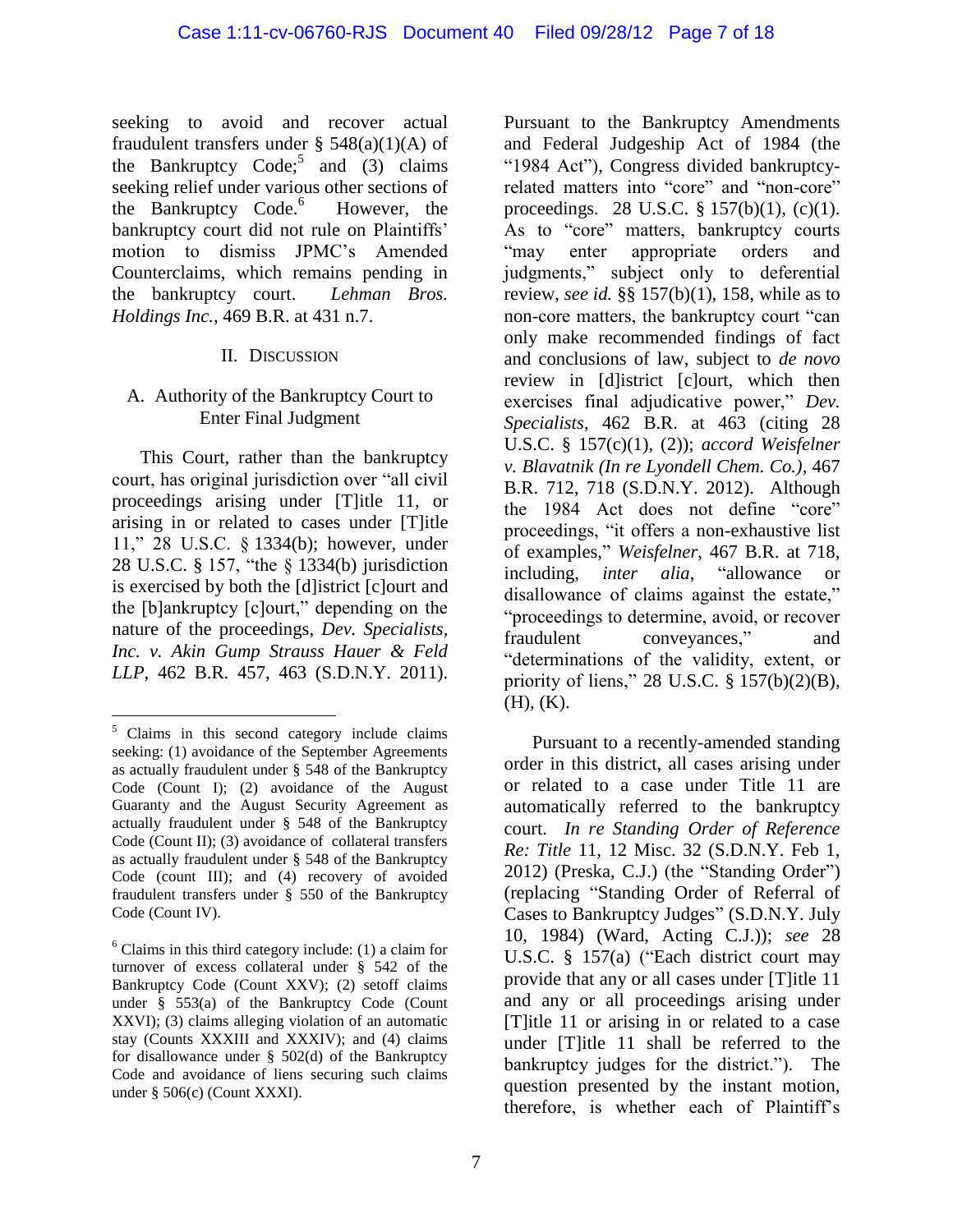seeking to avoid and recover actual fraudulent transfers under § 548(a)(1)(A) of the Bankruptcy Code;[5] and (3) claims seeking relief under various other sections of the Bankruptcy Code.[6] However, the bankruptcy court did not rule on Plaintiffs' motion to dismiss JPMC's Amended Counterclaims, which remains pending in the bankruptcy court. *Lehman Bros. Holdings Inc.*, 469 B.R. at 431 n.7.

## II. Discussion

### A. Authority of the Bankruptcy Court to Enter Final Judgment

This Court, rather than the bankruptcy court, has original jurisdiction over "all civil proceedings arising under [T]itle 11, or arising in or related to cases under [T]itle 11," 28 U.S.C. § 1334(b); however, under 28 U.S.C. § 157, "the § 1334(b) jurisdiction is exercised by both the [d]istrict [c]ourt and the [b]ankruptcy [c]ourt," depending on the nature of the proceedings, *Dev. Specialists, Inc. v. Akin Gump Strauss Hauer & Feld LLP*, 462 B.R. 457, 463 (S.D.N.Y. 2011). Pursuant to the Bankruptcy Amendments and Federal Judgeship Act of 1984 (the "1984 Act"), Congress divided bankruptcy-related matters into "core" and "non-core" proceedings. 28 U.S.C. § 157(b)(1), (c)(1). As to "core" matters, bankruptcy courts "may enter appropriate orders and judgments," subject only to deferential review, *see id.* §§ 157(b)(1), 158, while as to non-core matters, the bankruptcy court "can only make recommended findings of fact and conclusions of law, subject to *de novo* review in [d]istrict [c]ourt, which then exercises final adjudicative power," *Dev. Specialists*, 462 B.R. at 463 (citing 28 U.S.C. § 157(c)(1), (2)); *accord Weisfelner v. Blavatnik (In re Lyondell Chem. Co.)*, 467 B.R. 712, 718 (S.D.N.Y. 2012). Although the 1984 Act does not define "core" proceedings, "it offers a non-exhaustive list of examples," *Weisfelner*, 467 B.R. at 718, including, *inter alia*, "allowance or disallowance of claims against the estate," "proceedings to determine, avoid, or recover fraudulent conveyances," and "determinations of the validity, extent, or priority of liens," 28 U.S.C. § 157(b)(2)(B), (H), (K).

Pursuant to a recently-amended standing order in this district, all cases arising under or related to a case under Title 11 are automatically referred to the bankruptcy court. *In re Standing Order of Reference Re: Title* 11, 12 Misc. 32 (S.D.N.Y. Feb 1, 2012) (Preska, C.J.) (the "Standing Order") (replacing "Standing Order of Referral of Cases to Bankruptcy Judges" (S.D.N.Y. July 10, 1984) (Ward, Acting C.J.)); *see* 28 U.S.C. § 157(a) ("Each district court may provide that any or all cases under [T]itle 11 and any or all proceedings arising under [T]itle 11 or arising in or related to a case under [T]itle 11 shall be referred to the bankruptcy judges for the district."). The question presented by the instant motion, therefore, is whether each of Plaintiff's

---

[5] Claims in this second category include claims seeking: (1) avoidance of the September Agreements as actually fraudulent under § 548 of the Bankruptcy Code (Count I); (2) avoidance of the August Guaranty and the August Security Agreement as actually fraudulent under § 548 of the Bankruptcy Code (Count II); (3) avoidance of collateral transfers as actually fraudulent under § 548 of the Bankruptcy Code (count III); and (4) recovery of avoided fraudulent transfers under § 550 of the Bankruptcy Code (Count IV).

[6] Claims in this third category include: (1) a claim for turnover of excess collateral under § 542 of the Bankruptcy Code (Count XXV); (2) setoff claims under § 553(a) of the Bankruptcy Code (Count XXVI); (3) claims alleging violation of an automatic stay (Counts XXXIII and XXXIV); and (4) claims for disallowance under § 502(d) of the Bankruptcy Code and avoidance of liens securing such claims under § 506(c) (Count XXXI).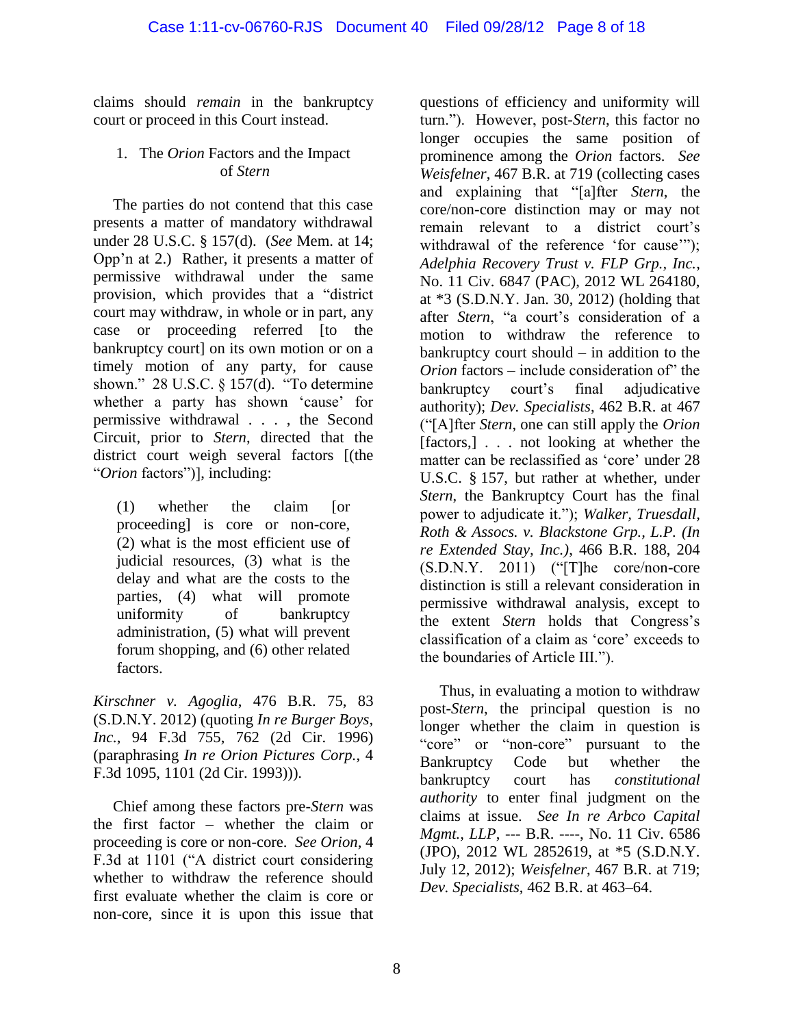claims should *remain* in the bankruptcy court or proceed in this Court instead.

### 1. The *Orion* Factors and the Impact of *Stern*

The parties do not contend that this case presents a matter of mandatory withdrawal under 28 U.S.C. § 157(d). (*See* Mem. at 14; Opp'n at 2.) Rather, it presents a matter of permissive withdrawal under the same provision, which provides that a "district court may withdraw, in whole or in part, any case or proceeding referred [to the bankruptcy court] on its own motion or on a timely motion of any party, for cause shown." 28 U.S.C. § 157(d). "To determine whether a party has shown 'cause' for permissive withdrawal . . . , the Second Circuit, prior to *Stern*, directed that the district court weigh several factors [(the "*Orion* factors")], including:

> (1) whether the claim [or proceeding] is core or non-core, (2) what is the most efficient use of judicial resources, (3) what is the delay and what are the costs to the parties, (4) what will promote uniformity of bankruptcy administration, (5) what will prevent forum shopping, and (6) other related factors.

*Kirschner v. Agoglia*, 476 B.R. 75, 83 (S.D.N.Y. 2012) (quoting *In re Burger Boys, Inc.*, 94 F.3d 755, 762 (2d Cir. 1996) (paraphrasing *In re Orion Pictures Corp.*, 4 F.3d 1095, 1101 (2d Cir. 1993))).

Chief among these factors pre-*Stern* was the first factor – whether the claim or proceeding is core or non-core. *See Orion*, 4 F.3d at 1101 ("A district court considering whether to withdraw the reference should first evaluate whether the claim is core or non-core, since it is upon this issue that questions of efficiency and uniformity will turn."). However, post-*Stern*, this factor no longer occupies the same position of prominence among the *Orion* factors. *See Weisfelner*, 467 B.R. at 719 (collecting cases and explaining that "[a]fter *Stern*, the core/non-core distinction may or may not remain relevant to a district court's withdrawal of the reference 'for cause'"); *Adelphia Recovery Trust v. FLP Grp., Inc.*, No. 11 Civ. 6847 (PAC), 2012 WL 264180, at *3 (S.D.N.Y. Jan. 30, 2012) (holding that after *Stern*, "a court's consideration of a motion to withdraw the reference to bankruptcy court should – in addition to the *Orion* factors – include consideration of" the bankruptcy court's final adjudicative authority); *Dev. Specialists*, 462 B.R. at 467 ("[A]fter *Stern*, one can still apply the *Orion* [factors,] . . . not looking at whether the matter can be reclassified as 'core' under 28 U.S.C. § 157, but rather at whether, under *Stern*, the Bankruptcy Court has the final power to adjudicate it."); *Walker, Truesdall, Roth & Assocs. v. Blackstone Grp., L.P. (In re Extended Stay, Inc.)*, 466 B.R. 188, 204 (S.D.N.Y. 2011) ("[T]he core/non-core distinction is still a relevant consideration in permissive withdrawal analysis, except to the extent *Stern* holds that Congress's classification of a claim as 'core' exceeds to the boundaries of Article III.").

Thus, in evaluating a motion to withdraw post-*Stern*, the principal question is no longer whether the claim in question is "core" or "non-core" pursuant to the Bankruptcy Code but whether the bankruptcy court has *constitutional authority* to enter final judgment on the claims at issue. *See In re Arbco Capital Mgmt., LLP*, --- B.R. ----, No. 11 Civ. 6586 (JPO), 2012 WL 2852619, at *5 (S.D.N.Y. July 12, 2012); *Weisfelner*, 467 B.R. at 719; *Dev. Specialists*, 462 B.R. at 463–64.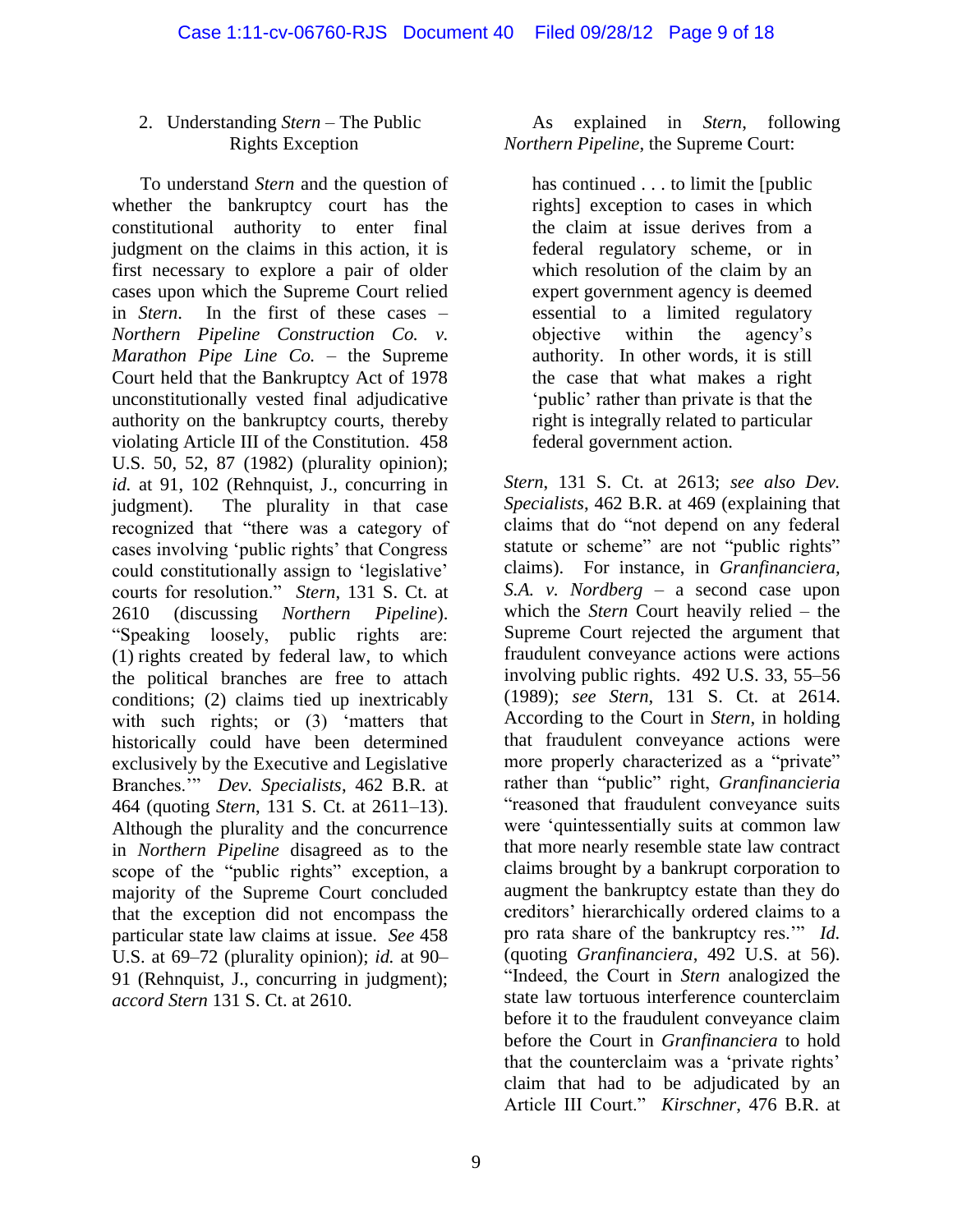### 2. Understanding *Stern* – The Public Rights Exception

To understand *Stern* and the question of whether the bankruptcy court has the constitutional authority to enter final judgment on the claims in this action, it is first necessary to explore a pair of older cases upon which the Supreme Court relied in *Stern*. In the first of these cases – *Northern Pipeline Construction Co. v. Marathon Pipe Line Co.* – the Supreme Court held that the Bankruptcy Act of 1978 unconstitutionally vested final adjudicative authority on the bankruptcy courts, thereby violating Article III of the Constitution. 458 U.S. 50, 52, 87 (1982) (plurality opinion); *id.* at 91, 102 (Rehnquist, J., concurring in judgment). The plurality in that case recognized that "there was a category of cases involving 'public rights' that Congress could constitutionally assign to 'legislative' courts for resolution." *Stern*, 131 S. Ct. at 2610 (discussing *Northern Pipeline*). "Speaking loosely, public rights are: (1) rights created by federal law, to which the political branches are free to attach conditions; (2) claims tied up inextricably with such rights; or (3) 'matters that historically could have been determined exclusively by the Executive and Legislative Branches.'" *Dev. Specialists*, 462 B.R. at 464 (quoting *Stern*, 131 S. Ct. at 2611–13). Although the plurality and the concurrence in *Northern Pipeline* disagreed as to the scope of the "public rights" exception, a majority of the Supreme Court concluded that the exception did not encompass the particular state law claims at issue. *See* 458 U.S. at 69–72 (plurality opinion); *id.* at 90–91 (Rehnquist, J., concurring in judgment); *accord Stern* 131 S. Ct. at 2610.

As explained in *Stern*, following *Northern Pipeline*, the Supreme Court:

> has continued . . . to limit the [public rights] exception to cases in which the claim at issue derives from a federal regulatory scheme, or in which resolution of the claim by an expert government agency is deemed essential to a limited regulatory objective within the agency's authority. In other words, it is still the case that what makes a right 'public' rather than private is that the right is integrally related to particular federal government action.

*Stern*, 131 S. Ct. at 2613; *see also Dev. Specialists*, 462 B.R. at 469 (explaining that claims that do "not depend on any federal statute or scheme" are not "public rights" claims). For instance, in *Granfinanciera, S.A. v. Nordberg* – a second case upon which the *Stern* Court heavily relied – the Supreme Court rejected the argument that fraudulent conveyance actions were actions involving public rights. 492 U.S. 33, 55–56 (1989); *see Stern*, 131 S. Ct. at 2614. According to the Court in *Stern*, in holding that fraudulent conveyance actions were more properly characterized as a "private" rather than "public" right, *Granfinancieria* "reasoned that fraudulent conveyance suits were 'quintessentially suits at common law that more nearly resemble state law contract claims brought by a bankrupt corporation to augment the bankruptcy estate than they do creditors' hierarchically ordered claims to a pro rata share of the bankruptcy res.'" *Id.* (quoting *Granfinanciera*, 492 U.S. at 56). "Indeed, the Court in *Stern* analogized the state law tortuous interference counterclaim before it to the fraudulent conveyance claim before the Court in *Granfinanciera* to hold that the counterclaim was a 'private rights' claim that had to be adjudicated by an Article III Court." *Kirschner*, 476 B.R. at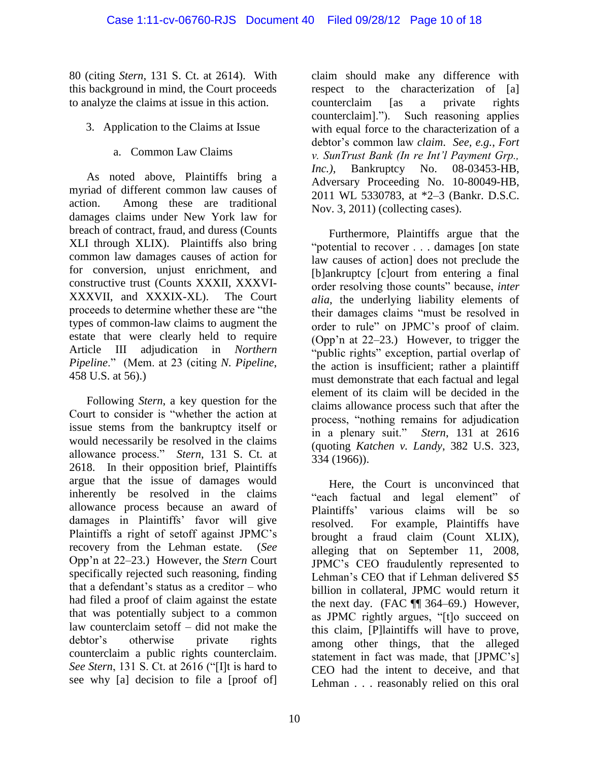80 (citing *Stern*, 131 S. Ct. at 2614). With this background in mind, the Court proceeds to analyze the claims at issue in this action.

3. Application to the Claims at Issue

a. Common Law Claims

As noted above, Plaintiffs bring a myriad of different common law causes of action. Among these are traditional damages claims under New York law for breach of contract, fraud, and duress (Counts XLI through XLIX). Plaintiffs also bring common law damages causes of action for for conversion, unjust enrichment, and constructive trust (Counts XXXII, XXXVI-XXXVII, and XXXIX-XL). The Court proceeds to determine whether these are "the types of common-law claims to augment the estate that were clearly held to require Article III adjudication in *Northern Pipeline*." (Mem. at 23 (citing *N. Pipeline*, 458 U.S. at 56).)

Following *Stern*, a key question for the Court to consider is "whether the action at issue stems from the bankruptcy itself or would necessarily be resolved in the claims allowance process." *Stern*, 131 S. Ct. at 2618. In their opposition brief, Plaintiffs argue that the issue of damages would inherently be resolved in the claims allowance process because an award of damages in Plaintiffs' favor will give Plaintiffs a right of setoff against JPMC's recovery from the Lehman estate. (*See* Opp'n at 22–23.) However, the *Stern* Court specifically rejected such reasoning, finding that a defendant's status as a creditor – who had filed a proof of claim against the estate that was potentially subject to a common law counterclaim setoff – did not make the debtor's otherwise private rights counterclaim a public rights counterclaim. *See Stern*, 131 S. Ct. at 2616 ("[I]t is hard to see why [a] decision to file a [proof of] claim should make any difference with respect to the characterization of [a] counterclaim [as a private rights counterclaim]."). Such reasoning applies with equal force to the characterization of a debtor's common law *claim*. *See, e.g.*, *Fort v. SunTrust Bank (In re Int'l Payment Grp., Inc.)*, Bankruptcy No. 08-03453-HB, Adversary Proceeding No. 10-80049-HB, 2011 WL 5330783, at *2–3 (Bankr. D.S.C. Nov. 3, 2011) (collecting cases).

Furthermore, Plaintiffs argue that the "potential to recover . . . damages [on state law causes of action] does not preclude the [b]ankruptcy [c]ourt from entering a final order resolving those counts" because, *inter alia*, the underlying liability elements of their damages claims "must be resolved in order to rule" on JPMC's proof of claim. (Opp'n at 22–23.) However, to trigger the "public rights" exception, partial overlap of the action is insufficient; rather a plaintiff must demonstrate that each factual and legal element of its claim will be decided in the claims allowance process such that after the process, "nothing remains for adjudication in a plenary suit." *Stern*, 131 at 2616 (quoting *Katchen v. Landy*, 382 U.S. 323, 334 (1966)).

Here, the Court is unconvinced that "each factual and legal element" of Plaintiffs' various claims will be so resolved. For example, Plaintiffs have brought a fraud claim (Count XLIX), alleging that on September 11, 2008, JPMC's CEO fraudulently represented to Lehman's CEO that if Lehman delivered $5 billion in collateral, JPMC would return it the next day. (FAC ¶¶ 364–69.) However, as JPMC rightly argues, "[t]o succeed on this claim, [P]laintiffs will have to prove, among other things, that the alleged statement in fact was made, that [JPMC's] CEO had the intent to deceive, and that Lehman . . . reasonably relied on this oral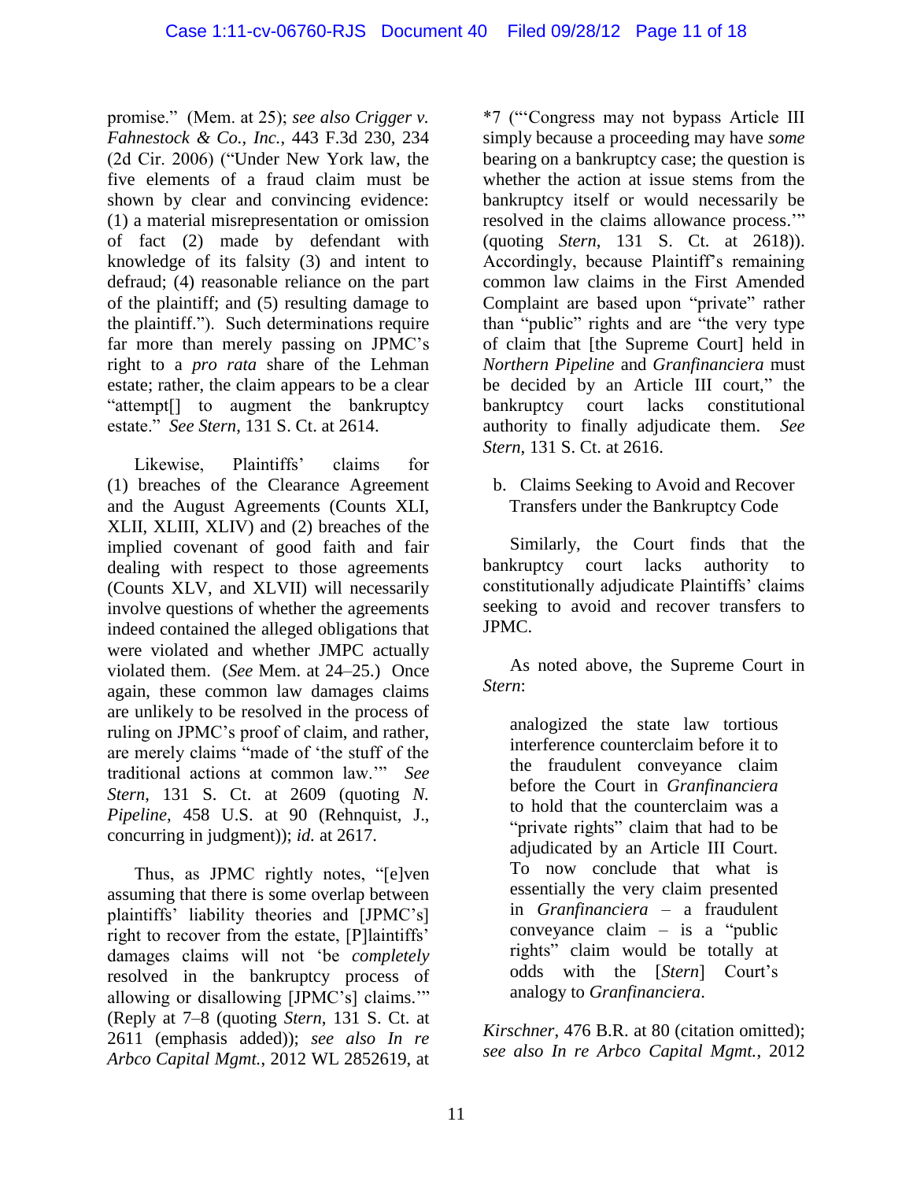promise." (Mem. at 25); *see also Crigger v. Fahnestock & Co., Inc.*, 443 F.3d 230, 234 (2d Cir. 2006) ("Under New York law, the five elements of a fraud claim must be shown by clear and convincing evidence: (1) a material misrepresentation or omission of fact (2) made by defendant with knowledge of its falsity (3) and intent to defraud; (4) reasonable reliance on the part of the plaintiff; and (5) resulting damage to the plaintiff."). Such determinations require far more than merely passing on JPMC's right to a *pro rata* share of the Lehman estate; rather, the claim appears to be a clear "attempt[] to augment the bankruptcy estate." *See Stern*, 131 S. Ct. at 2614.

Likewise, Plaintiffs' claims for (1) breaches of the Clearance Agreement and the August Agreements (Counts XLI, XLII, XLIII, XLIV) and (2) breaches of the implied covenant of good faith and fair dealing with respect to those agreements (Counts XLV, and XLVII) will necessarily involve questions of whether the agreements indeed contained the alleged obligations that were violated and whether JMPC actually violated them. (*See* Mem. at 24–25.) Once again, these common law damages claims are unlikely to be resolved in the process of ruling on JPMC's proof of claim, and rather, are merely claims "made of 'the stuff of the traditional actions at common law.'" *See Stern*, 131 S. Ct. at 2609 (quoting *N. Pipeline*, 458 U.S. at 90 (Rehnquist, J., concurring in judgment)); *id.* at 2617.

Thus, as JPMC rightly notes, "[e]ven assuming that there is some overlap between plaintiffs' liability theories and [JPMC's] right to recover from the estate, [P]laintiffs' damages claims will not 'be *completely* resolved in the bankruptcy process of allowing or disallowing [JPMC's] claims.'" (Reply at 7–8 (quoting *Stern*, 131 S. Ct. at 2611 (emphasis added)); *see also In re Arbco Capital Mgmt.*, 2012 WL 2852619, at *7 ("'Congress may not bypass Article III simply because a proceeding may have *some* bearing on a bankruptcy case; the question is whether the action at issue stems from the bankruptcy itself or would necessarily be resolved in the claims allowance process.'" (quoting *Stern*, 131 S. Ct. at 2618)). Accordingly, because Plaintiff's remaining common law claims in the First Amended Complaint are based upon "private" rather than "public" rights and are "the very type of claim that [the Supreme Court] held in *Northern Pipeline* and *Granfinanciera* must be decided by an Article III court," the bankruptcy court lacks constitutional authority to finally adjudicate them. *See Stern*, 131 S. Ct. at 2616.

b. Claims Seeking to Avoid and Recover Transfers under the Bankruptcy Code

Similarly, the Court finds that the bankruptcy court lacks authority to constitutionally adjudicate Plaintiffs' claims seeking to avoid and recover transfers to JPMC.

As noted above, the Supreme Court in *Stern*:

> analogized the state law tortious interference counterclaim before it to the fraudulent conveyance claim before the Court in *Granfinanciera* to hold that the counterclaim was a "private rights" claim that had to be adjudicated by an Article III Court. To now conclude that what is essentially the very claim presented in *Granfinanciera* – a fraudulent conveyance claim – is a "public rights" claim would be totally at odds with the [*Stern*] Court's analogy to *Granfinanciera*.

*Kirschner*, 476 B.R. at 80 (citation omitted); *see also In re Arbco Capital Mgmt.*, 2012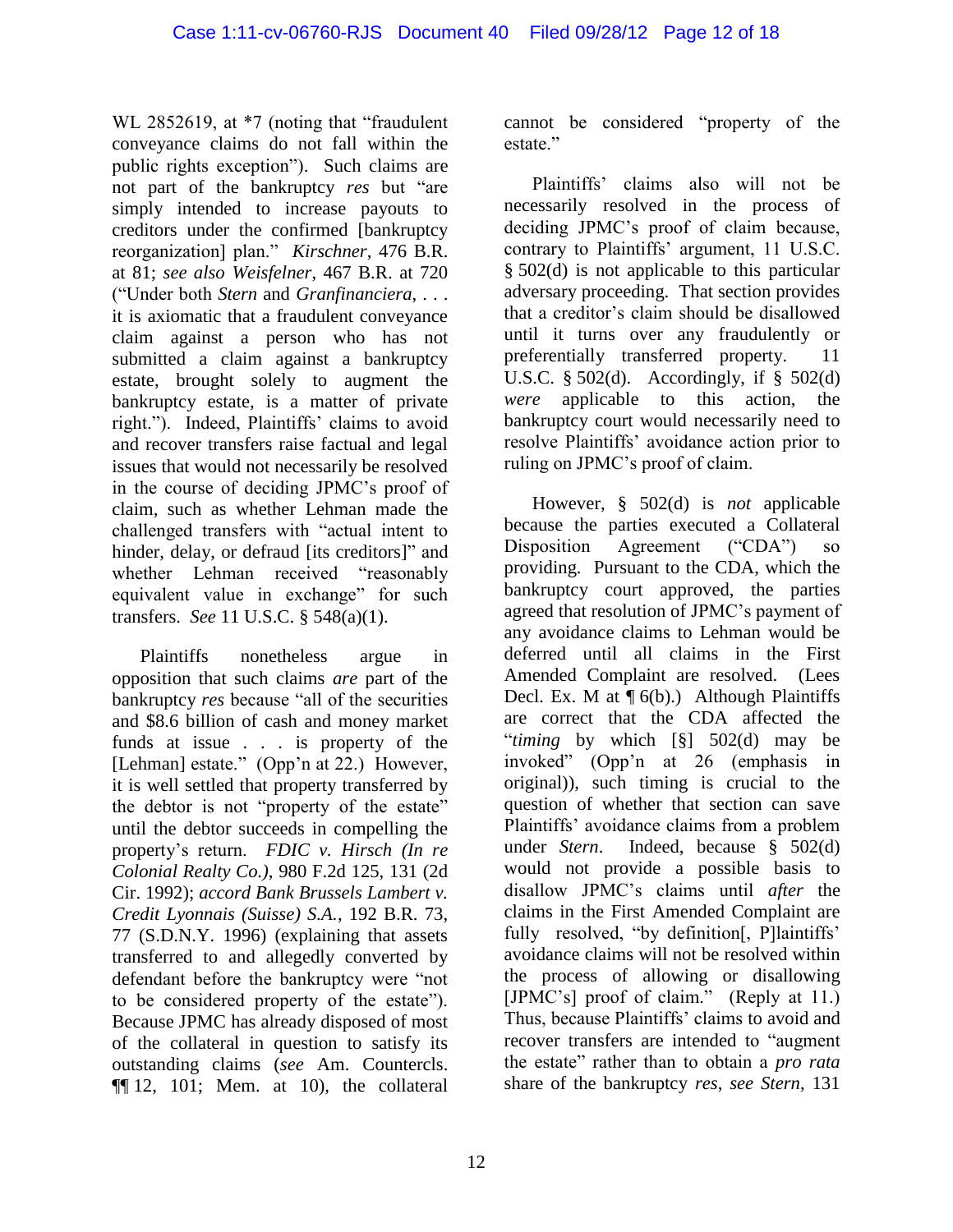WL 2852619, at *7 (noting that "fraudulent conveyance claims do not fall within the public rights exception"). Such claims are not part of the bankruptcy *res* but "are simply intended to increase payouts to creditors under the confirmed [bankruptcy reorganization] plan." *Kirschner*, 476 B.R. at 81; *see also Weisfelner*, 467 B.R. at 720 ("Under both *Stern* and *Granfinanciera*, . . . it is axiomatic that a fraudulent conveyance claim against a person who has not submitted a claim against a bankruptcy estate, brought solely to augment the bankruptcy estate, is a matter of private right."). Indeed, Plaintiffs' claims to avoid and recover transfers raise factual and legal issues that would not necessarily be resolved in the course of deciding JPMC's proof of claim, such as whether Lehman made the challenged transfers with "actual intent to hinder, delay, or defraud [its creditors]" and whether Lehman received "reasonably equivalent value in exchange" for such transfers. *See* 11 U.S.C. § 548(a)(1).

Plaintiffs nonetheless argue in opposition that such claims *are* part of the bankruptcy *res* because "all of the securities and $8.6 billion of cash and money market funds at issue . . . is property of the [Lehman] estate." (Opp'n at 22.) However, it is well settled that property transferred by the debtor is not "property of the estate" until the debtor succeeds in compelling the property's return. *FDIC v. Hirsch (In re Colonial Realty Co.)*, 980 F.2d 125, 131 (2d Cir. 1992); *accord Bank Brussels Lambert v. Credit Lyonnais (Suisse) S.A.*, 192 B.R. 73, 77 (S.D.N.Y. 1996) (explaining that assets transferred to and allegedly converted by defendant before the bankruptcy were "not to be considered property of the estate"). Because JPMC has already disposed of most of the collateral in question to satisfy its outstanding claims (*see* Am. Countercls. ¶¶ 12, 101; Mem. at 10), the collateral cannot be considered "property of the estate."

Plaintiffs' claims also will not be necessarily resolved in the process of deciding JPMC's proof of claim because, contrary to Plaintiffs' argument, 11 U.S.C. § 502(d) is not applicable to this particular adversary proceeding. That section provides that a creditor's claim should be disallowed until it turns over any fraudulently or preferentially transferred property. 11 U.S.C. § 502(d). Accordingly, if § 502(d) *were* applicable to this action, the bankruptcy court would necessarily need to resolve Plaintiffs' avoidance action prior to ruling on JPMC's proof of claim.

However, § 502(d) is *not* applicable because the parties executed a Collateral Disposition Agreement ("CDA") so providing. Pursuant to the CDA, which the bankruptcy court approved, the parties agreed that resolution of JPMC's payment of any avoidance claims to Lehman would be deferred until all claims in the First Amended Complaint are resolved. (Lees Decl. Ex. M at ¶ 6(b).) Although Plaintiffs are correct that the CDA affected the "*timing* by which [§] 502(d) may be invoked" (Opp'n at 26 (emphasis in original)), such timing is crucial to the question of whether that section can save Plaintiffs' avoidance claims from a problem under *Stern*. Indeed, because § 502(d) would not provide a possible basis to disallow JPMC's claims until *after* the claims in the First Amended Complaint are fully resolved, "by definition[, P]laintiffs' avoidance claims will not be resolved within the process of allowing or disallowing [JPMC's] proof of claim." (Reply at 11.) Thus, because Plaintiffs' claims to avoid and recover transfers are intended to "augment the estate" rather than to obtain a *pro rata* share of the bankruptcy *res*, *see Stern*, 131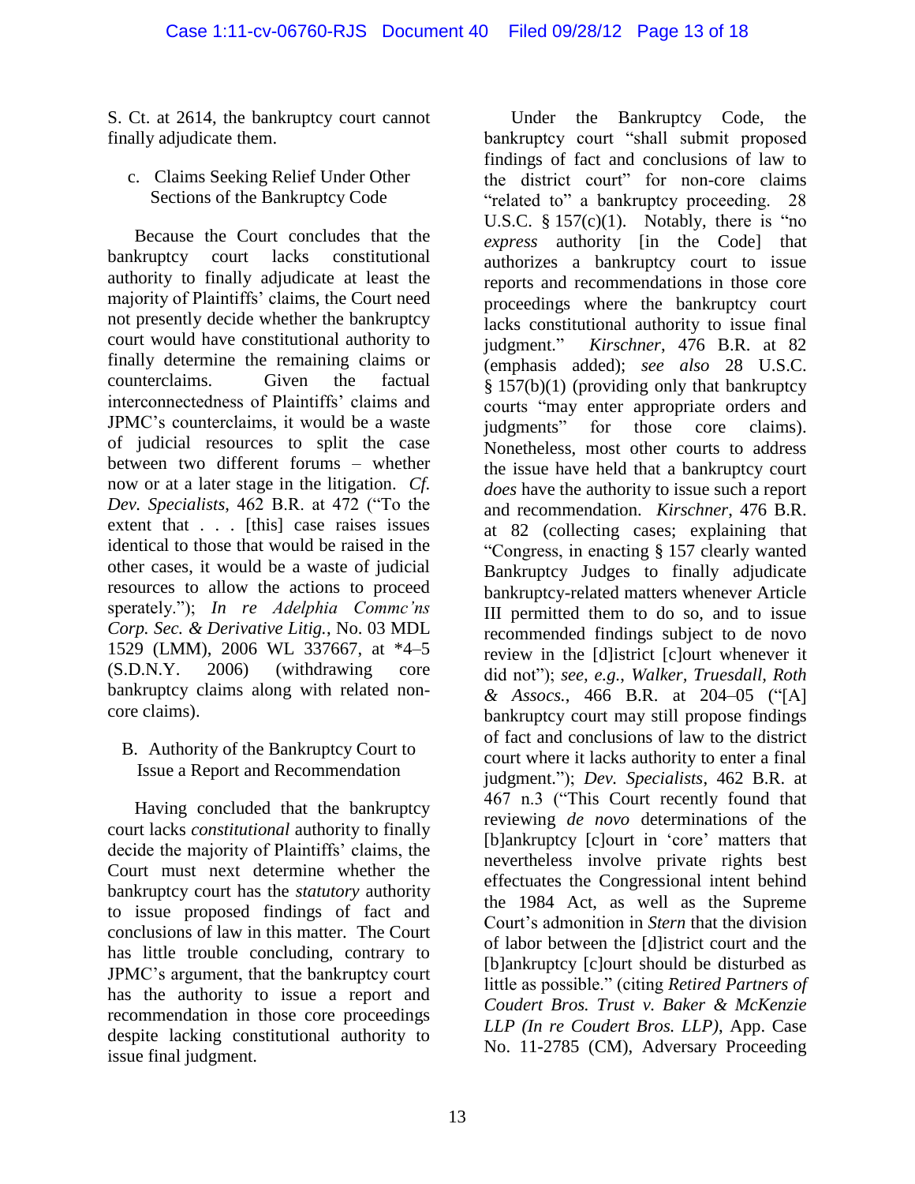S. Ct. at 2614, the bankruptcy court cannot finally adjudicate them.

c. Claims Seeking Relief Under Other Sections of the Bankruptcy Code

Because the Court concludes that the bankruptcy court lacks constitutional authority to finally adjudicate at least the majority of Plaintiffs' claims, the Court need not presently decide whether the bankruptcy court would have constitutional authority to finally determine the remaining claims or counterclaims. Given the factual interconnectedness of Plaintiffs' claims and JPMC's counterclaims, it would be a waste of judicial resources to split the case between two different forums – whether now or at a later stage in the litigation. *Cf. Dev. Specialists*, 462 B.R. at 472 ("To the extent that . . . [this] case raises issues identical to those that would be raised in the other cases, it would be a waste of judicial resources to allow the actions to proceed sperately."); *In re Adelphia Commc'ns Corp. Sec. & Derivative Litig.*, No. 03 MDL 1529 (LMM), 2006 WL 337667, at *4–5 (S.D.N.Y. 2006) (withdrawing core bankruptcy claims along with related non-core claims).

B. Authority of the Bankruptcy Court to Issue a Report and Recommendation

Having concluded that the bankruptcy court lacks *constitutional* authority to finally decide the majority of Plaintiffs' claims, the Court must next determine whether the bankruptcy court has the *statutory* authority to issue proposed findings of fact and conclusions of law in this matter. The Court has little trouble concluding, contrary to JPMC's argument, that the bankruptcy court has the authority to issue a report and recommendation in those core proceedings despite lacking constitutional authority to issue final judgment.

Under the Bankruptcy Code, the bankruptcy court "shall submit proposed findings of fact and conclusions of law to the district court" for non-core claims "related to" a bankruptcy proceeding. 28 U.S.C. § 157(c)(1). Notably, there is "no *express* authority [in the Code] that authorizes a bankruptcy court to issue reports and recommendations in those core proceedings where the bankruptcy court lacks constitutional authority to issue final judgment." *Kirschner*, 476 B.R. at 82 (emphasis added); *see also* 28 U.S.C. § 157(b)(1) (providing only that bankruptcy courts "may enter appropriate orders and judgments" for those core claims). Nonetheless, most other courts to address the issue have held that a bankruptcy court *does* have the authority to issue such a report and recommendation. *Kirschner*, 476 B.R. at 82 (collecting cases; explaining that "Congress, in enacting § 157 clearly wanted Bankruptcy Judges to finally adjudicate bankruptcy-related matters whenever Article III permitted them to do so, and to issue recommended findings subject to de novo review in the [d]istrict [c]ourt whenever it did not"); *see, e.g.*, *Walker, Truesdall, Roth & Assocs.*, 466 B.R. at 204–05 ("[A] bankruptcy court may still propose findings of fact and conclusions of law to the district court where it lacks authority to enter a final judgment."); *Dev. Specialists*, 462 B.R. at 467 n.3 ("This Court recently found that reviewing *de novo* determinations of the [b]ankruptcy [c]ourt in 'core' matters that nevertheless involve private rights best effectuates the Congressional intent behind the 1984 Act, as well as the Supreme Court's admonition in *Stern* that the division of labor between the [d]istrict court and the [b]ankruptcy [c]ourt should be disturbed as little as possible." (citing *Retired Partners of Coudert Bros. Trust v. Baker & McKenzie LLP (In re Coudert Bros. LLP)*, App. Case No. 11-2785 (CM), Adversary Proceeding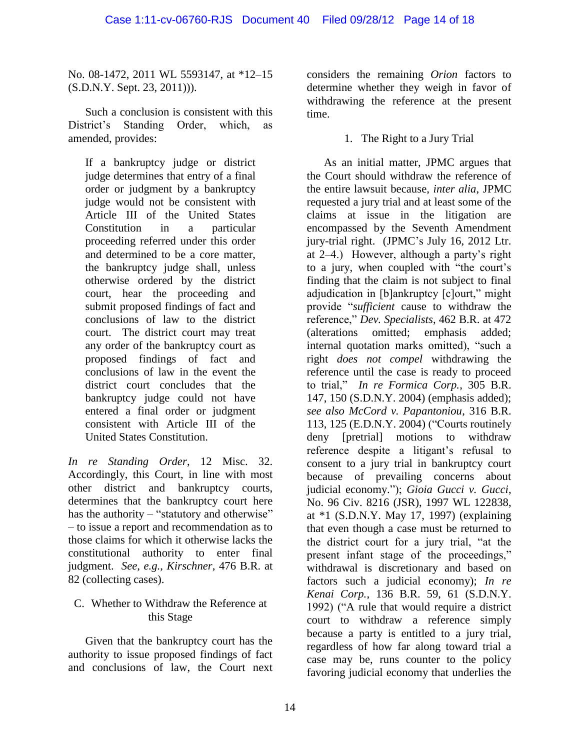No. 08-1472, 2011 WL 5593147, at *12–15 (S.D.N.Y. Sept. 23, 2011))).

Such a conclusion is consistent with this District's Standing Order, which, as amended, provides:

> If a bankruptcy judge or district judge determines that entry of a final order or judgment by a bankruptcy judge would not be consistent with Article III of the United States Constitution in a particular proceeding referred under this order and determined to be a core matter, the bankruptcy judge shall, unless otherwise ordered by the district court, hear the proceeding and submit proposed findings of fact and conclusions of law to the district court. The district court may treat any order of the bankruptcy court as proposed findings of fact and conclusions of law in the event the district court concludes that the bankruptcy judge could not have entered a final order or judgment consistent with Article III of the United States Constitution.

*In re Standing Order*, 12 Misc. 32. Accordingly, this Court, in line with most other district and bankruptcy courts, determines that the bankruptcy court here has the authority – "statutory and otherwise" – to issue a report and recommendation as to those claims for which it otherwise lacks the constitutional authority to enter final judgment. *See, e.g.*, *Kirschner*, 476 B.R. at 82 (collecting cases).

### C. Whether to Withdraw the Reference at this Stage

Given that the bankruptcy court has the authority to issue proposed findings of fact and conclusions of law, the Court next considers the remaining *Orion* factors to determine whether they weigh in favor of withdrawing the reference at the present time.

#### 1. The Right to a Jury Trial

As an initial matter, JPMC argues that the Court should withdraw the reference of the entire lawsuit because, *inter alia*, JPMC requested a jury trial and at least some of the claims at issue in the litigation are encompassed by the Seventh Amendment jury-trial right. (JPMC's July 16, 2012 Ltr. at 2–4.) However, although a party's right to a jury, when coupled with "the court's finding that the claim is not subject to final adjudication in [b]ankruptcy [c]ourt," might provide "*sufficient* cause to withdraw the reference," *Dev. Specialists*, 462 B.R. at 472 (alterations omitted; emphasis added; internal quotation marks omitted), "such a right *does not compel* withdrawing the reference until the case is ready to proceed to trial," *In re Formica Corp.*, 305 B.R. 147, 150 (S.D.N.Y. 2004) (emphasis added); *see also McCord v. Papantoniou*, 316 B.R. 113, 125 (E.D.N.Y. 2004) ("Courts routinely deny [pretrial] motions to withdraw reference despite a litigant's refusal to consent to a jury trial in bankruptcy court because of prevailing concerns about judicial economy."); *Gioia Gucci v. Gucci*, No. 96 Civ. 8216 (JSR), 1997 WL 122838, at *1 (S.D.N.Y. May 17, 1997) (explaining that even though a case must be returned to the district court for a jury trial, "at the present infant stage of the proceedings," withdrawal is discretionary and based on factors such a judicial economy); *In re Kenai Corp.*, 136 B.R. 59, 61 (S.D.N.Y. 1992) ("A rule that would require a district court to withdraw a reference simply because a party is entitled to a jury trial, regardless of how far along toward trial a case may be, runs counter to the policy favoring judicial economy that underlies the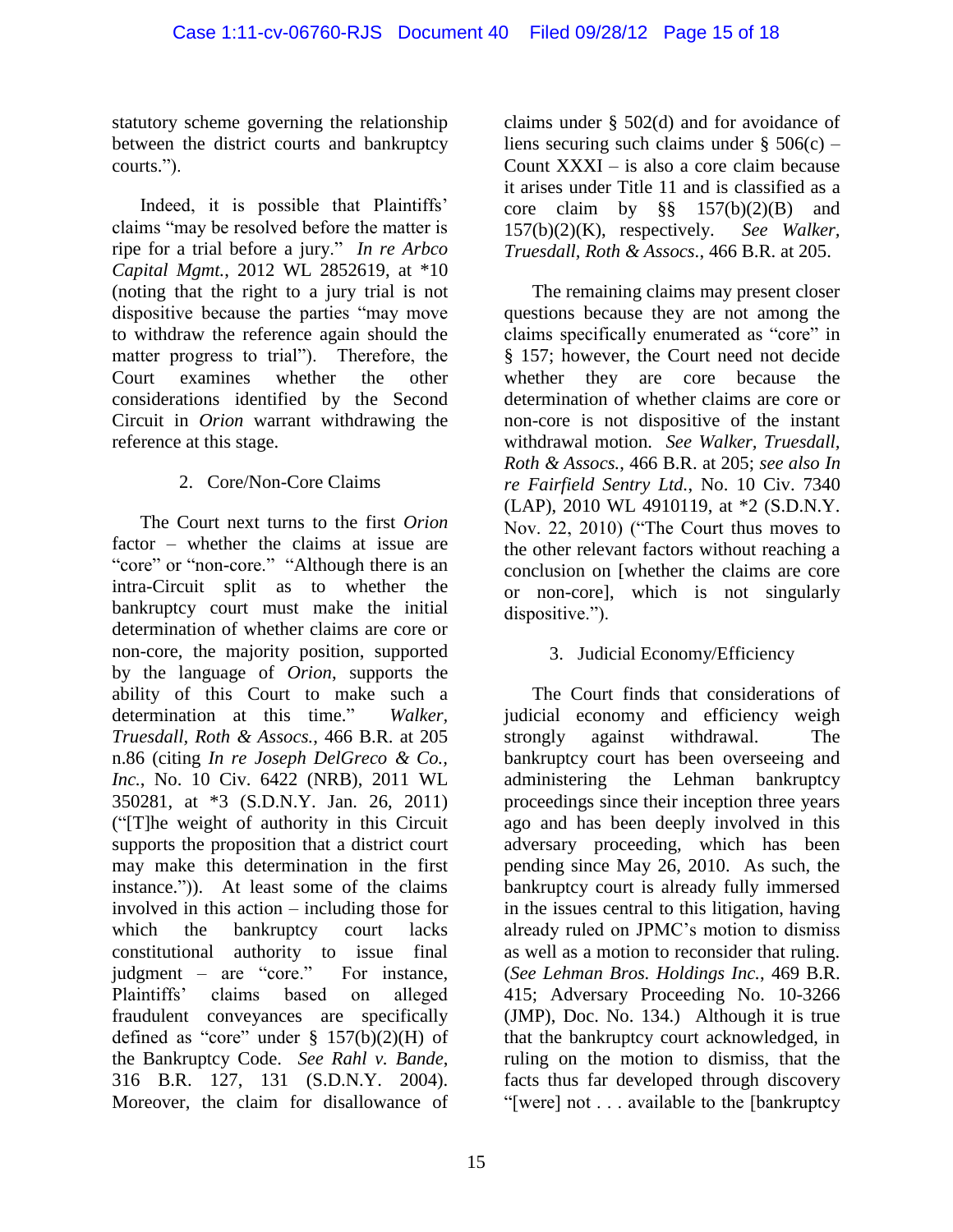statutory scheme governing the relationship between the district courts and bankruptcy courts.").

Indeed, it is possible that Plaintiffs' claims "may be resolved before the matter is ripe for a trial before a jury." *In re Arbco Capital Mgmt.*, 2012 WL 2852619, at *10 (noting that the right to a jury trial is not dispositive because the parties "may move to withdraw the reference again should the matter progress to trial"). Therefore, the Court examines whether the other considerations identified by the Second Circuit in *Orion* warrant withdrawing the reference at this stage.

2. Core/Non-Core Claims

The Court next turns to the first *Orion* factor – whether the claims at issue are "core" or "non-core." "Although there is an intra-Circuit split as to whether the bankruptcy court must make the initial determination of whether claims are core or non-core, the majority position, supported by the language of *Orion*, supports the ability of this Court to make such a determination at this time." *Walker, Truesdall, Roth & Assocs.*, 466 B.R. at 205 n.86 (citing *In re Joseph DelGreco & Co., Inc.*, No. 10 Civ. 6422 (NRB), 2011 WL 350281, at *3 (S.D.N.Y. Jan. 26, 2011) ("[T]he weight of authority in this Circuit supports the proposition that a district court may make this determination in the first instance.")). At least some of the claims involved in this action – including those for which the bankruptcy court lacks constitutional authority to issue final judgment – are "core." For instance, Plaintiffs' claims based on alleged fraudulent conveyances are specifically defined as "core" under § 157(b)(2)(H) of the Bankruptcy Code. *See Rahl v. Bande*, 316 B.R. 127, 131 (S.D.N.Y. 2004). Moreover, the claim for disallowance of claims under § 502(d) and for avoidance of liens securing such claims under § 506(c) – Count XXXI – is also a core claim because it arises under Title 11 and is classified as a core claim by §§ 157(b)(2)(B) and 157(b)(2)(K), respectively. *See Walker, Truesdall, Roth & Assocs.*, 466 B.R. at 205.

The remaining claims may present closer questions because they are not among the claims specifically enumerated as "core" in § 157; however, the Court need not decide whether they are core because the determination of whether claims are core or non-core is not dispositive of the instant withdrawal motion. *See Walker, Truesdall, Roth & Assocs.*, 466 B.R. at 205; *see also In re Fairfield Sentry Ltd.*, No. 10 Civ. 7340 (LAP), 2010 WL 4910119, at *2 (S.D.N.Y. Nov. 22, 2010) ("The Court thus moves to the other relevant factors without reaching a conclusion on [whether the claims are core or non-core], which is not singularly dispositive.").

3. Judicial Economy/Efficiency

The Court finds that considerations of judicial economy and efficiency weigh strongly against withdrawal. The bankruptcy court has been overseeing and administering the Lehman bankruptcy proceedings since their inception three years ago and has been deeply involved in this adversary proceeding, which has been pending since May 26, 2010. As such, the bankruptcy court is already fully immersed in the issues central to this litigation, having already ruled on JPMC's motion to dismiss as well as a motion to reconsider that ruling. (*See Lehman Bros. Holdings Inc.*, 469 B.R. 415; Adversary Proceeding No. 10-3266 (JMP), Doc. No. 134.) Although it is true that the bankruptcy court acknowledged, in ruling on the motion to dismiss, that the facts thus far developed through discovery "[were] not . . . available to the [bankruptcy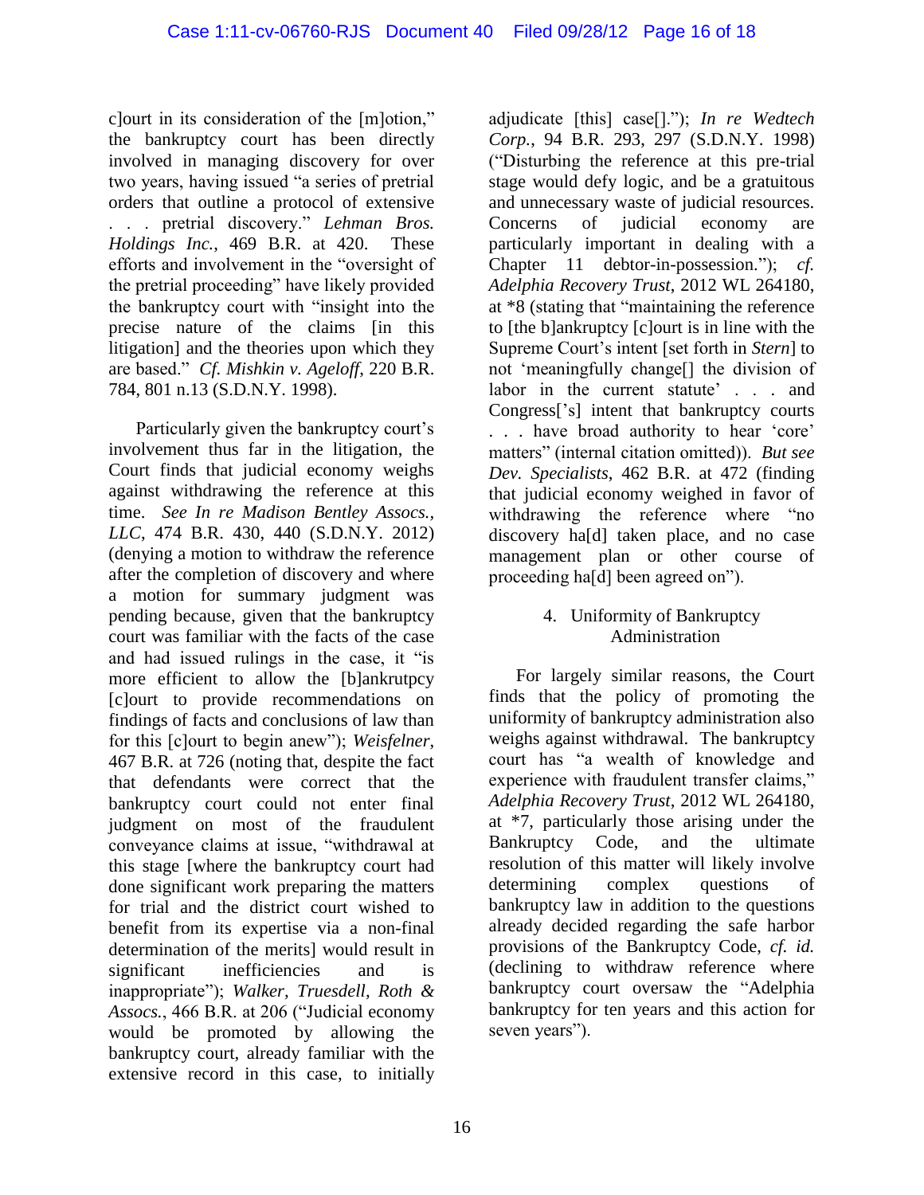c]ourt in its consideration of the [m]otion," the bankruptcy court has been directly involved in managing discovery for over two years, having issued "a series of pretrial orders that outline a protocol of extensive . . . pretrial discovery." *Lehman Bros. Holdings Inc.*, 469 B.R. at 420. These efforts and involvement in the "oversight of the pretrial proceeding" have likely provided the bankruptcy court with "insight into the precise nature of the claims [in this litigation] and the theories upon which they are based." *Cf. Mishkin v. Ageloff*, 220 B.R. 784, 801 n.13 (S.D.N.Y. 1998).

Particularly given the bankruptcy court's involvement thus far in the litigation, the Court finds that judicial economy weighs against withdrawing the reference at this time. *See In re Madison Bentley Assocs., LLC*, 474 B.R. 430, 440 (S.D.N.Y. 2012) (denying a motion to withdraw the reference after the completion of discovery and where a motion for summary judgment was pending because, given that the bankruptcy court was familiar with the facts of the case and had issued rulings in the case, it "is more efficient to allow the [b]ankrutpcy [c]ourt to provide recommendations on findings of facts and conclusions of law than for this [c]ourt to begin anew"); *Weisfelner*, 467 B.R. at 726 (noting that, despite the fact that defendants were correct that the bankruptcy court could not enter final judgment on most of the fraudulent conveyance claims at issue, "withdrawal at this stage [where the bankruptcy court had done significant work preparing the matters for trial and the district court wished to benefit from its expertise via a non-final determination of the merits] would result in significant inefficiencies and is inappropriate"); *Walker, Truesdell, Roth & Assocs.*, 466 B.R. at 206 ("Judicial economy would be promoted by allowing the bankruptcy court, already familiar with the extensive record in this case, to initially adjudicate [this] case[]."); *In re Wedtech Corp.*, 94 B.R. 293, 297 (S.D.N.Y. 1998) ("Disturbing the reference at this pre-trial stage would defy logic, and be a gratuitous and unnecessary waste of judicial resources. Concerns of judicial economy are particularly important in dealing with a Chapter 11 debtor-in-possession."); *cf. Adelphia Recovery Trust*, 2012 WL 264180, at *8 (stating that "maintaining the reference to [the b]ankruptcy [c]ourt is in line with the Supreme Court's intent [set forth in *Stern*] to not 'meaningfully change[] the division of labor in the current statute' . . . and Congress['s] intent that bankruptcy courts . . . have broad authority to hear 'core' matters" (internal citation omitted)). *But see Dev. Specialists*, 462 B.R. at 472 (finding that judicial economy weighed in favor of withdrawing the reference where "no discovery ha[d] taken place, and no case management plan or other course of proceeding ha[d] been agreed on").

### 4. Uniformity of Bankruptcy Administration

For largely similar reasons, the Court finds that the policy of promoting the uniformity of bankruptcy administration also weighs against withdrawal. The bankruptcy court has "a wealth of knowledge and experience with fraudulent transfer claims," *Adelphia Recovery Trust*, 2012 WL 264180, at *7, particularly those arising under the Bankruptcy Code, and the ultimate resolution of this matter will likely involve determining complex questions of bankruptcy law in addition to the questions already decided regarding the safe harbor provisions of the Bankruptcy Code, *cf. id.* (declining to withdraw reference where bankruptcy court oversaw the "Adelphia bankruptcy for ten years and this action for seven years").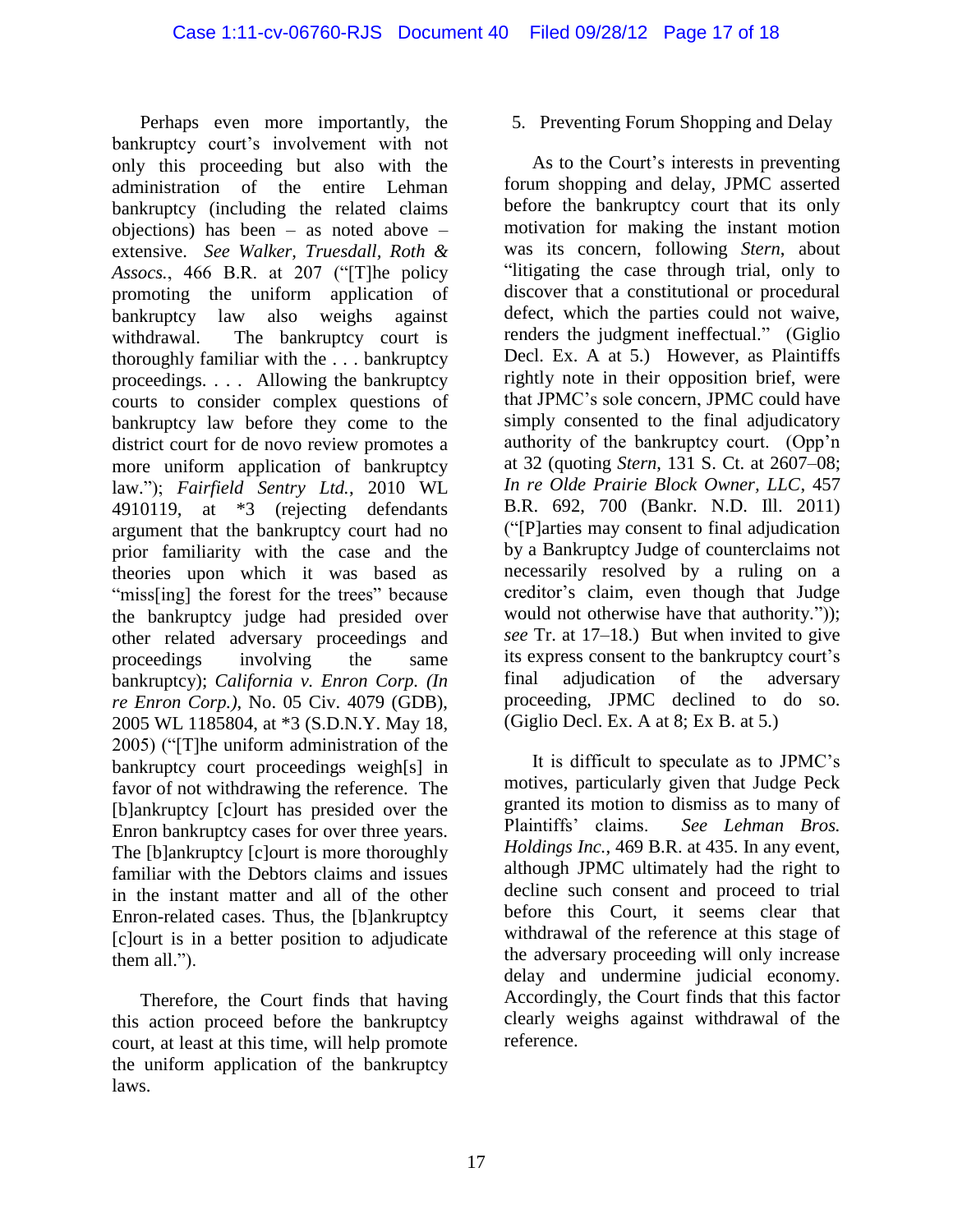Perhaps even more importantly, the bankruptcy court's involvement with not only this proceeding but also with the administration of the entire Lehman bankruptcy (including the related claims objections) has been – as noted above – extensive. *See Walker, Truesdall, Roth & Assocs.*, 466 B.R. at 207 ("[T]he policy promoting the uniform application of bankruptcy law also weighs against withdrawal. The bankruptcy court is thoroughly familiar with the . . . bankruptcy proceedings. . . . Allowing the bankruptcy courts to consider complex questions of bankruptcy law before they come to the district court for de novo review promotes a more uniform application of bankruptcy law."); *Fairfield Sentry Ltd.*, 2010 WL 4910119, at *3 (rejecting defendants argument that the bankruptcy court had no prior familiarity with the case and the theories upon which it was based as "miss[ing] the forest for the trees" because the bankruptcy judge had presided over other related adversary proceedings and proceedings involving the same bankruptcy); *California v. Enron Corp. (In re Enron Corp.)*, No. 05 Civ. 4079 (GDB), 2005 WL 1185804, at *3 (S.D.N.Y. May 18, 2005) ("[T]he uniform administration of the bankruptcy court proceedings weigh[s] in favor of not withdrawing the reference. The [b]ankruptcy [c]ourt has presided over the Enron bankruptcy cases for over three years. The [b]ankruptcy [c]ourt is more thoroughly familiar with the Debtors claims and issues in the instant matter and all of the other Enron-related cases. Thus, the [b]ankruptcy [c]ourt is in a better position to adjudicate them all.").

Therefore, the Court finds that having this action proceed before the bankruptcy court, at least at this time, will help promote the uniform application of the bankruptcy laws.

5. Preventing Forum Shopping and Delay

As to the Court's interests in preventing forum shopping and delay, JPMC asserted before the bankruptcy court that its only motivation for making the instant motion was its concern, following *Stern*, about "litigating the case through trial, only to discover that a constitutional or procedural defect, which the parties could not waive, renders the judgment ineffectual." (Giglio Decl. Ex. A at 5.) However, as Plaintiffs rightly note in their opposition brief, were that JPMC's sole concern, JPMC could have simply consented to the final adjudicatory authority of the bankruptcy court. (Opp'n at 32 (quoting *Stern*, 131 S. Ct. at 2607–08; *In re Olde Prairie Block Owner, LLC*, 457 B.R. 692, 700 (Bankr. N.D. Ill. 2011) ("[P]arties may consent to final adjudication by a Bankruptcy Judge of counterclaims not necessarily resolved by a ruling on a creditor's claim, even though that Judge would not otherwise have that authority.")); *see* Tr. at 17–18.) But when invited to give its express consent to the bankruptcy court's final adjudication of the adversary proceeding, JPMC declined to do so. (Giglio Decl. Ex. A at 8; Ex B. at 5.)

It is difficult to speculate as to JPMC's motives, particularly given that Judge Peck granted its motion to dismiss as to many of Plaintiffs' claims. *See Lehman Bros. Holdings Inc.*, 469 B.R. at 435. In any event, although JPMC ultimately had the right to decline such consent and proceed to trial before this Court, it seems clear that withdrawal of the reference at this stage of the adversary proceeding will only increase delay and undermine judicial economy. Accordingly, the Court finds that this factor clearly weighs against withdrawal of the reference.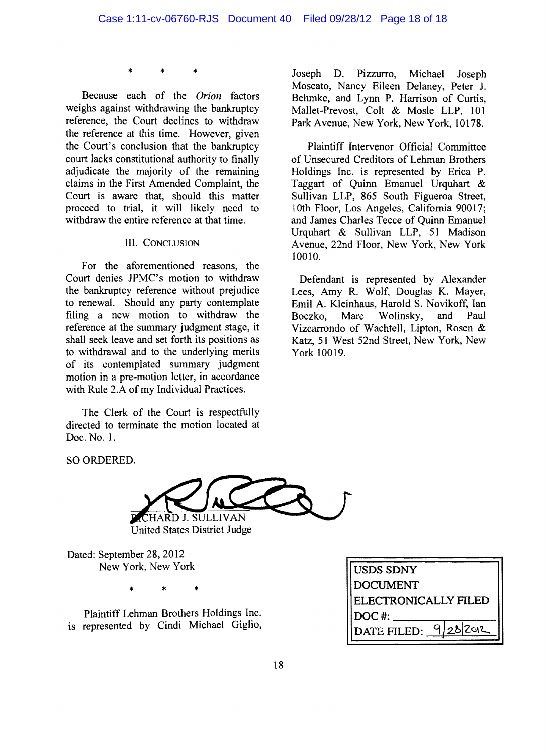\*   \*   \*

Because each of the *Orion* factors weighs against withdrawing the bankruptcy reference, the Court declines to withdraw the reference at this time. However, given the Court's conclusion that the bankruptcy court lacks constitutional authority to finally adjudicate the majority of the remaining claims in the First Amended Complaint, the Court is aware that, should this matter proceed to trial, it will likely need to withdraw the entire reference at that time.

## III. CONCLUSION

For the aforementioned reasons, the Court denies JPMC's motion to withdraw the bankruptcy reference without prejudice to renewal. Should any party contemplate filing a new motion to withdraw the reference at the summary judgment stage, it shall seek leave and set forth its positions as to withdrawal and to the underlying merits of its contemplated summary judgment motion in a pre-motion letter, in accordance with Rule 2.A of my Individual Practices.

The Clerk of the Court is respectfully directed to terminate the motion located at Doc. No. 1.

SO ORDERED.

RICHARD J. SULLIVAN
United States District Judge

Dated: September 28, 2012
New York, New York

\*   \*   \*

Plaintiff Lehman Brothers Holdings Inc. is represented by Cindi Michael Giglio, Joseph D. Pizzurro, Michael Joseph Moscato, Nancy Eileen Delaney, Peter J. Behmke, and Lynn P. Harrison of Curtis, Mallet-Prevost, Colt & Mosle LLP, 101 Park Avenue, New York, New York, 10178.

Plaintiff Intervenor Official Committee of Unsecured Creditors of Lehman Brothers Holdings Inc. is represented by Erica P. Taggart of Quinn Emanuel Urquhart & Sullivan LLP, 865 South Figueroa Street, 10th Floor, Los Angeles, California 90017; and James Charles Tecce of Quinn Emanuel Urquhart & Sullivan LLP, 51 Madison Avenue, 22nd Floor, New York, New York 10010.

Defendant is represented by Alexander Lees, Amy R. Wolf, Douglas K. Mayer, Emil A. Kleinhaus, Harold S. Novikoff, Ian Boczko, Marc Wolinsky, and Paul Vizcarrondo of Wachtell, Lipton, Rosen & Katz, 51 West 52nd Street, New York, New York 10019.

USDS SDNY
DOCUMENT
ELECTRONICALLY FILED
DOC #: \_\_\_\_\_\_\_\_
DATE FILED: 9/28/2012